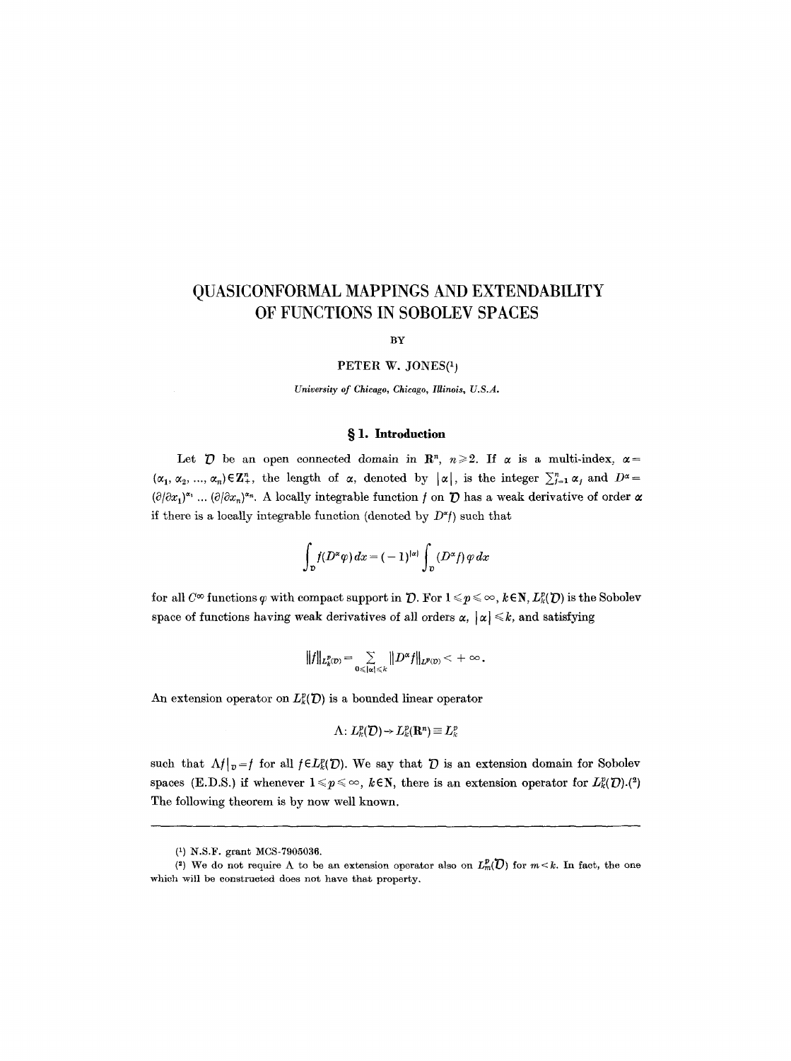# QUASICONFORMAL MAPPINGS AND EXTENDABILITY OF FUNCTIONS IN SOBOLEV SPACES

BY

PETER W. JONES[1]

*University of Chicago, Chicago, Illinois, U.S.A.*

## § 1. Introduction

Let $\mathcal{D}$ be an open connected domain in $\mathbf{R}^n$, $n \geqslant 2$. If $\alpha$ is a multi-index, $\alpha = (\alpha_1, \alpha_2, \ldots, \alpha_n) \in \mathbf{Z}_+^n$, the length of $\alpha$, denoted by $|\alpha|$, is the integer $\sum_{j=1}^n \alpha_j$ and $D^\alpha = (\partial/\partial x_1)^{\alpha_1} \ldots (\partial/\partial x_n)^{\alpha_n}$. A locally integrable function $f$ on $\mathcal{D}$ has a weak derivative of order $\alpha$ if there is a locally integrable function (denoted by $D^\alpha f$) such that

$$\int_{\mathcal{D}} f(D^\alpha \varphi)\, dx = (-1)^{|\alpha|} \int_{\mathcal{D}} (D^\alpha f)\, \varphi\, dx$$

for all $C^\infty$ functions $\varphi$ with compact support in $\mathcal{D}$. For $1 \leqslant p \leqslant \infty$, $k \in \mathbf{N}$, $L_k^p(\mathcal{D})$ is the Sobolev space of functions having weak derivatives of all orders $\alpha$, $|\alpha| \leqslant k$, and satisfying

$$\|f\|_{L_k^p(\mathcal{D})} = \sum_{0 \leqslant |\alpha| \leqslant k} \|D^\alpha f\|_{L^p(\mathcal{D})} < +\infty.$$

An extension operator on $L_k^p(\mathcal{D})$ is a bounded linear operator

$$\Lambda : L_k^p(\mathcal{D}) \to L_k^p(\mathbf{R}^n) \equiv L_k^p$$

such that $\Lambda f|_{\mathcal{D}} = f$ for all $f \in L_k^p(\mathcal{D})$. We say that $\mathcal{D}$ is an extension domain for Sobolev spaces (E.D.S.) if whenever $1 \leqslant p \leqslant \infty$, $k \in \mathbf{N}$, there is an extension operator for $L_k^p(\mathcal{D})$.[2] The following theorem is by now well known.

---

[1] N.S.F. grant MCS-7905036.

[2] We do not require $\Lambda$ to be an extension operator also on $L_m^p(\mathcal{D})$ for $m < k$. In fact, the one which will be constructed does not have that property.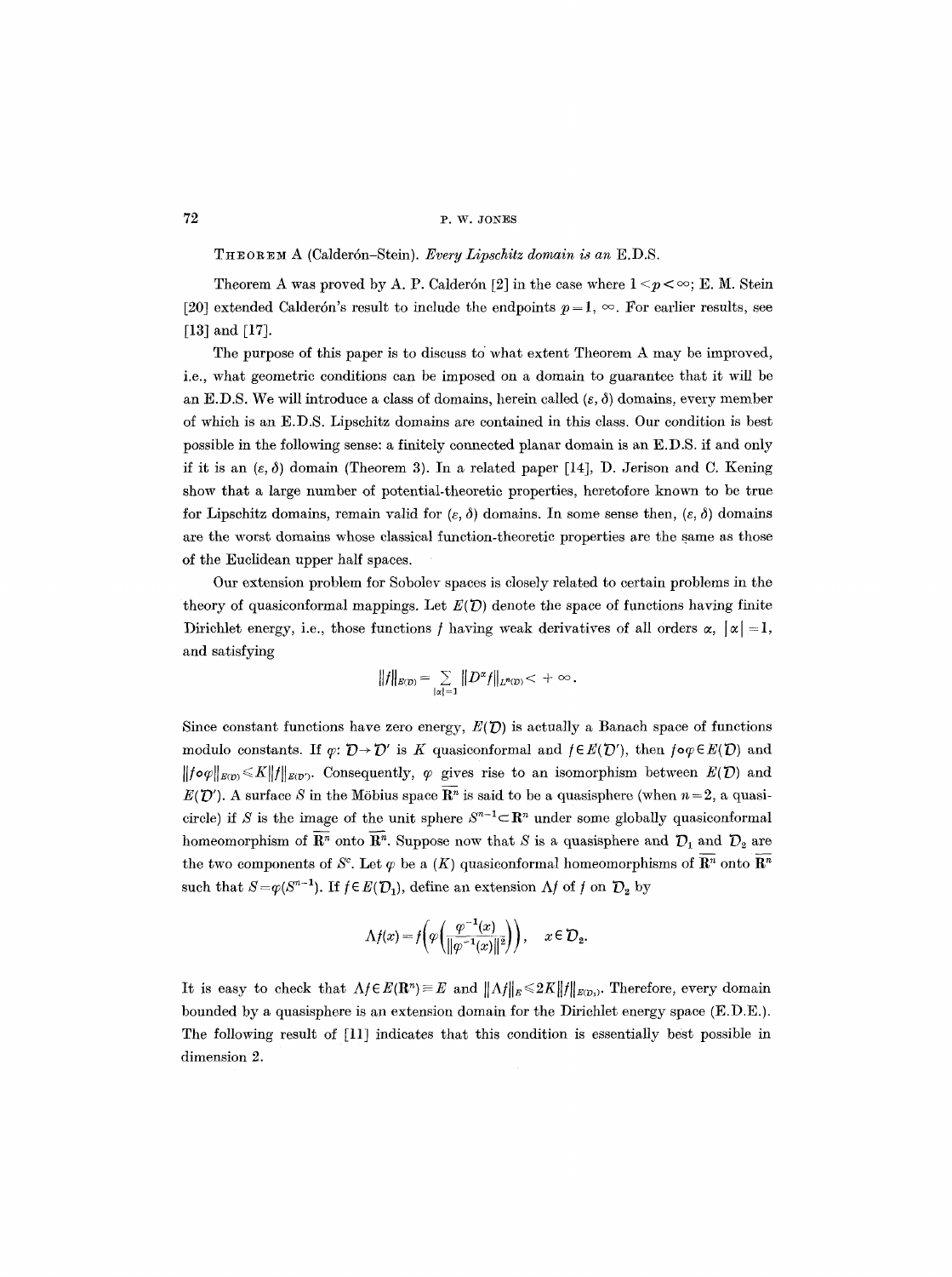THEOREM A (Calderón–Stein). *Every Lipschitz domain is an* E.D.S.

Theorem A was proved by A. P. Calderón [2] in the case where $1<p<\infty$; E. M. Stein [20] extended Calderón's result to include the endpoints $p=1, \infty$. For earlier results, see [13] and [17].

The purpose of this paper is to discuss to what extent Theorem A may be improved, i.e., what geometric conditions can be imposed on a domain to guarantee that it will be an E.D.S. We will introduce a class of domains, herein called $(\varepsilon, \delta)$ domains, every member of which is an E.D.S. Lipschitz domains are contained in this class. Our condition is best possible in the following sense: a finitely connected planar domain is an E.D.S. if and only if it is an $(\varepsilon, \delta)$ domain (Theorem 3). In a related paper [14], D. Jerison and C. Kening show that a large number of potential-theoretic properties, heretofore known to be true for Lipschitz domains, remain valid for $(\varepsilon, \delta)$ domains. In some sense then, $(\varepsilon, \delta)$ domains are the worst domains whose classical function-theoretic properties are the same as those of the Euclidean upper half spaces.

Our extension problem for Sobolev spaces is closely related to certain problems in the theory of quasiconformal mappings. Let $E(\mathcal{D})$ denote the space of functions having finite Dirichlet energy, i.e., those functions $f$ having weak derivatives of all orders $\alpha$, $|\alpha|=1$, and satisfying

$$\|f\|_{E(\mathcal{D})} = \sum_{|\alpha|=1} \|D^\alpha f\|_{L^n(\mathcal{D})} < +\infty.$$

Since constant functions have zero energy, $E(\mathcal{D})$ is actually a Banach space of functions modulo constants. If $\varphi\colon \mathcal{D}\to\mathcal{D}'$ is $K$ quasiconformal and $f\in E(\mathcal{D}')$, then $f\circ\varphi\in E(\mathcal{D})$ and $\|f\circ\varphi\|_{E(\mathcal{D})}\leqslant K\|f\|_{E(\mathcal{D}')}$. Consequently, $\varphi$ gives rise to an isomorphism between $E(\mathcal{D})$ and $E(\mathcal{D}')$. A surface $S$ in the Möbius space $\overline{\mathbf{R}^n}$ is said to be a quasisphere (when $n=2$, a quasicircle) if $S$ is the image of the unit sphere $S^{n-1}\subset\mathbf{R}^n$ under some globally quasiconformal homeomorphism of $\overline{\mathbf{R}^n}$ onto $\overline{\mathbf{R}^n}$. Suppose now that $S$ is a quasisphere and $\mathcal{D}_1$ and $\mathcal{D}_2$ are the two components of $S^c$. Let $\varphi$ be a $(K)$ quasiconformal homeomorphisms of $\overline{\mathbf{R}^n}$ onto $\overline{\mathbf{R}^n}$ such that $S=\varphi(S^{n-1})$. If $f\in E(\mathcal{D}_1)$, define an extension $\Lambda f$ of $f$ on $\mathcal{D}_2$ by

$$\Lambda f(x) = f\left(\varphi\left(\frac{\varphi^{-1}(x)}{\|\varphi^{-1}(x)\|^2}\right)\right), \quad x\in\mathcal{D}_2.$$

It is easy to check that $\Lambda f\in E(\mathbf{R}^n)\equiv E$ and $\|\Lambda f\|_E\leqslant 2K\|f\|_{E(\mathcal{D}_1)}$. Therefore, every domain bounded by a quasisphere is an extension domain for the Dirichlet energy space (E.D.E.). The following result of [11] indicates that this condition is essentially best possible in dimension 2.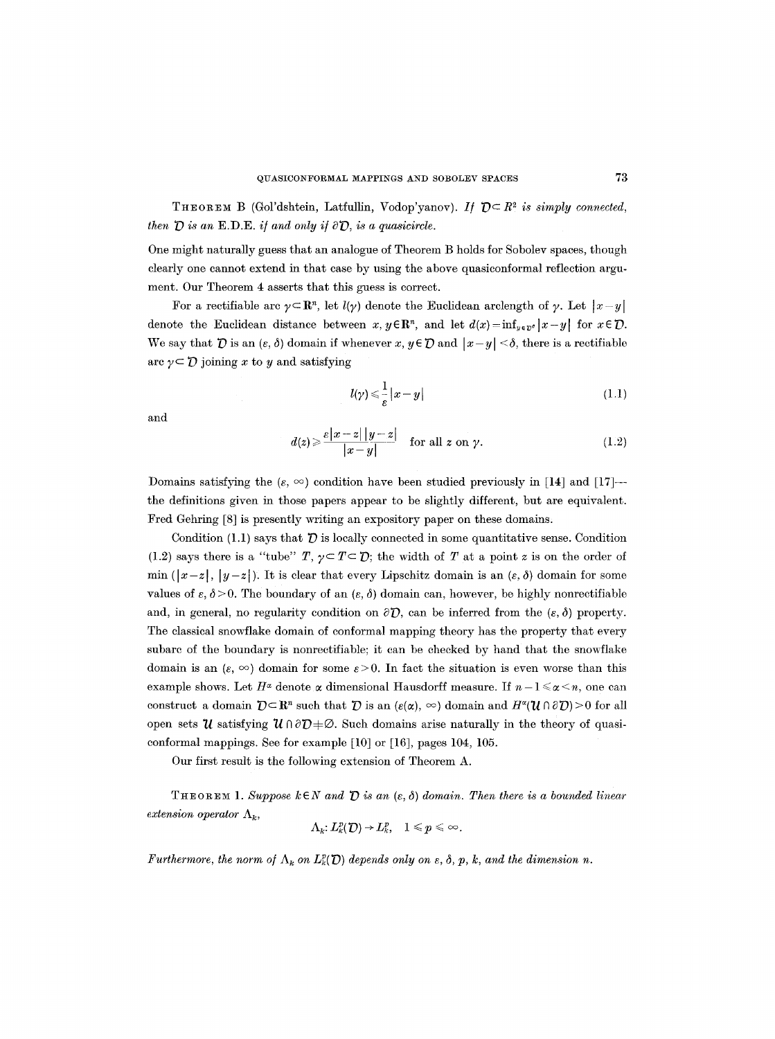**Theorem B** (Gol'dshtein, Latfullin, Vodop'yanov). *If $\mathcal{D}\subset R^2$ is simply connected, then $\mathcal{D}$ is an E.D.E. if and only if $\partial\mathcal{D}$, is a quasicircle.*

One might naturally guess that an analogue of Theorem B holds for Sobolev spaces, though clearly one cannot extend in that case by using the above quasiconformal reflection argument. Our Theorem 4 asserts that this guess is correct.

For a rectifiable arc $\gamma\subset\mathbf{R}^n$, let $l(\gamma)$ denote the Euclidean arclength of $\gamma$. Let $|x-y|$ denote the Euclidean distance between $x, y\in\mathbf{R}^n$, and let $d(x)=\inf_{y\in\mathcal{D}^c}|x-y|$ for $x\in\mathcal{D}$. We say that $\mathcal{D}$ is an $(\varepsilon, \delta)$ domain if whenever $x, y\in\mathcal{D}$ and $|x-y|<\delta$, there is a rectifiable arc $\gamma\subset\mathcal{D}$ joining $x$ to $y$ and satisfying

$$l(\gamma)\leqslant\frac{1}{\varepsilon}|x-y| \tag{1.1}$$

and

$$d(z)\geqslant\frac{\varepsilon|x-z|\,|y-z|}{|x-y|}\quad\text{for all } z \text{ on } \gamma. \tag{1.2}$$

Domains satisfying the $(\varepsilon, \infty)$ condition have been studied previously in [14] and [17]—the definitions given in those papers appear to be slightly different, but are equivalent. Fred Gehring [8] is presently writing an expository paper on these domains.

Condition (1.1) says that $\mathcal{D}$ is locally connected in some quantitative sense. Condition (1.2) says there is a "tube" $T$, $\gamma\subset T\subset\mathcal{D}$; the width of $T$ at a point $z$ is on the order of $\min(|x-z|, |y-z|)$. It is clear that every Lipschitz domain is an $(\varepsilon, \delta)$ domain for some values of $\varepsilon, \delta>0$. The boundary of an $(\varepsilon, \delta)$ domain can, however, be highly nonrectifiable and, in general, no regularity condition on $\partial\mathcal{D}$, can be inferred from the $(\varepsilon, \delta)$ property. The classical snowflake domain of conformal mapping theory has the property that every subarc of the boundary is nonrectifiable; it can be checked by hand that the snowflake domain is an $(\varepsilon, \infty)$ domain for some $\varepsilon>0$. In fact the situation is even worse than this example shows. Let $H^\alpha$ denote $\alpha$ dimensional Hausdorff measure. If $n-1\leqslant\alpha<n$, one can construct a domain $\mathcal{D}\subset\mathbf{R}^n$ such that $\mathcal{D}$ is an $(\varepsilon(\alpha), \infty)$ domain and $H^\alpha(\mathcal{U}\cap\partial\mathcal{D})>0$ for all open sets $\mathcal{U}$ satisfying $\mathcal{U}\cap\partial\mathcal{D}\neq\emptyset$. Such domains arise naturally in the theory of quasiconformal mappings. See for example [10] or [16], pages 104, 105.

Our first result is the following extension of Theorem A.

**Theorem 1.** *Suppose $k\in N$ and $\mathcal{D}$ is an $(\varepsilon, \delta)$ domain. Then there is a bounded linear extension operator $\Lambda_k$,*

$$\Lambda_k\colon L_k^p(\mathcal{D})\to L_k^p,\quad 1\leqslant p\leqslant\infty.$$

*Furthermore, the norm of $\Lambda_k$ on $L_k^p(\mathcal{D})$ depends only on $\varepsilon$, $\delta$, $p$, $k$, and the dimension $n$.*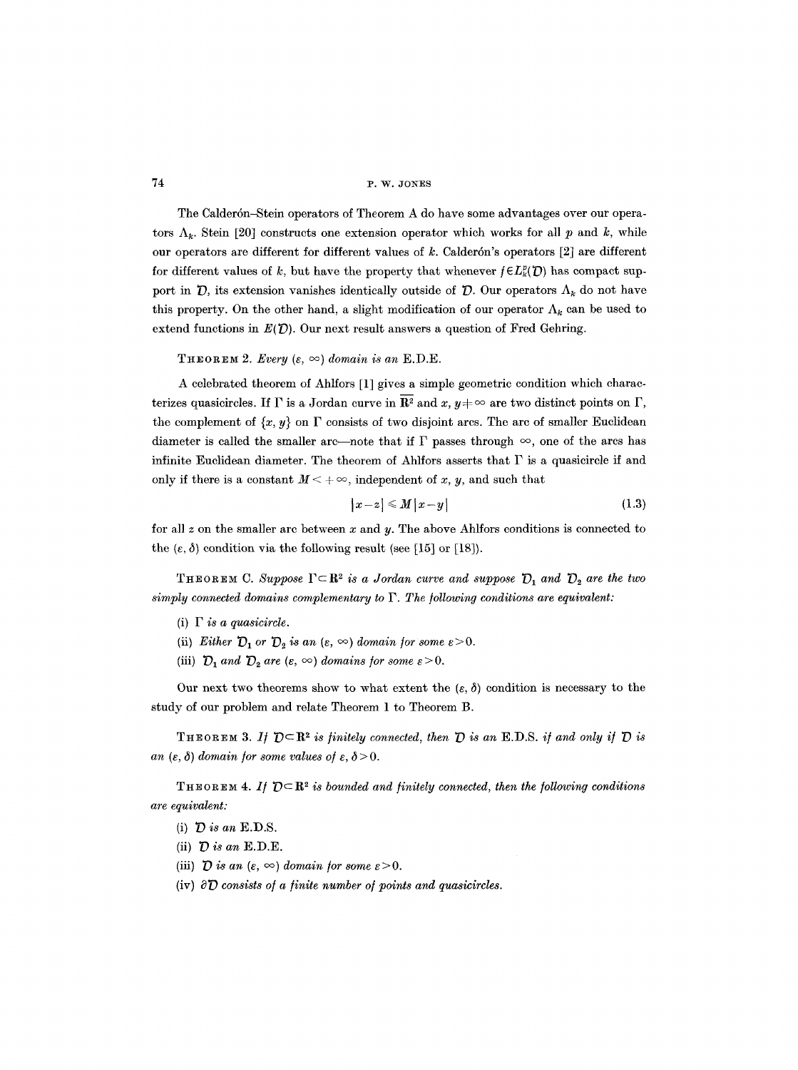The Calderón–Stein operators of Theorem A do have some advantages over our operators $\Lambda_k$. Stein [20] constructs one extension operator which works for all $p$ and $k$, while our operators are different for different values of $k$. Calderón's operators [2] are different for different values of $k$, but have the property that whenever $f \in L_k^p(\mathcal{D})$ has compact support in $\mathcal{D}$, its extension vanishes identically outside of $\mathcal{D}$. Our operators $\Lambda_k$ do not have this property. On the other hand, a slight modification of our operator $\Lambda_k$ can be used to extend functions in $E(\mathcal{D})$. Our next result answers a question of Fred Gehring.

THEOREM 2. *Every $(\varepsilon, \infty)$ domain is an* E.D.E.

A celebrated theorem of Ahlfors [1] gives a simple geometric condition which characterizes quasicircles. If $\Gamma$ is a Jordan curve in $\overline{\mathbf{R}^2}$ and $x, y \neq \infty$ are two distinct points on $\Gamma$, the complement of $\{x, y\}$ on $\Gamma$ consists of two disjoint arcs. The arc of smaller Euclidean diameter is called the smaller arc—note that if $\Gamma$ passes through $\infty$, one of the arcs has infinite Euclidean diameter. The theorem of Ahlfors asserts that $\Gamma$ is a quasicircle if and only if there is a constant $M < +\infty$, independent of $x$, $y$, and such that

$$|x-z| \leqslant M|x-y| \tag{1.3}$$

for all $z$ on the smaller arc between $x$ and $y$. The above Ahlfors conditions is connected to the $(\varepsilon, \delta)$ condition via the following result (see [15] or [18]).

THEOREM C. *Suppose $\Gamma \subset \mathbf{R}^2$ is a Jordan curve and suppose $\mathcal{D}_1$ and $\mathcal{D}_2$ are the two simply connected domains complementary to $\Gamma$. The following conditions are equivalent:*

(i) *$\Gamma$ is a quasicircle.*

(ii) *Either $\mathcal{D}_1$ or $\mathcal{D}_2$ is an $(\varepsilon, \infty)$ domain for some $\varepsilon > 0$.*

(iii) *$\mathcal{D}_1$ and $\mathcal{D}_2$ are $(\varepsilon, \infty)$ domains for some $\varepsilon > 0$.*

Our next two theorems show to what extent the $(\varepsilon, \delta)$ condition is necessary to the study of our problem and relate Theorem 1 to Theorem B.

THEOREM 3. *If $\mathcal{D} \subset \mathbf{R}^2$ is finitely connected, then $\mathcal{D}$ is an* E.D.S. *if and only if $\mathcal{D}$ is an $(\varepsilon, \delta)$ domain for some values of $\varepsilon, \delta > 0$.*

THEOREM 4. *If $\mathcal{D} \subset \mathbf{R}^2$ is bounded and finitely connected, then the following conditions are equivalent:*

(i) *$\mathcal{D}$ is an* E.D.S.

(ii) *$\mathcal{D}$ is an* E.D.E.

(iii) *$\mathcal{D}$ is an $(\varepsilon, \infty)$ domain for some $\varepsilon > 0$.*

(iv) *$\partial\mathcal{D}$ consists of a finite number of points and quasicircles.*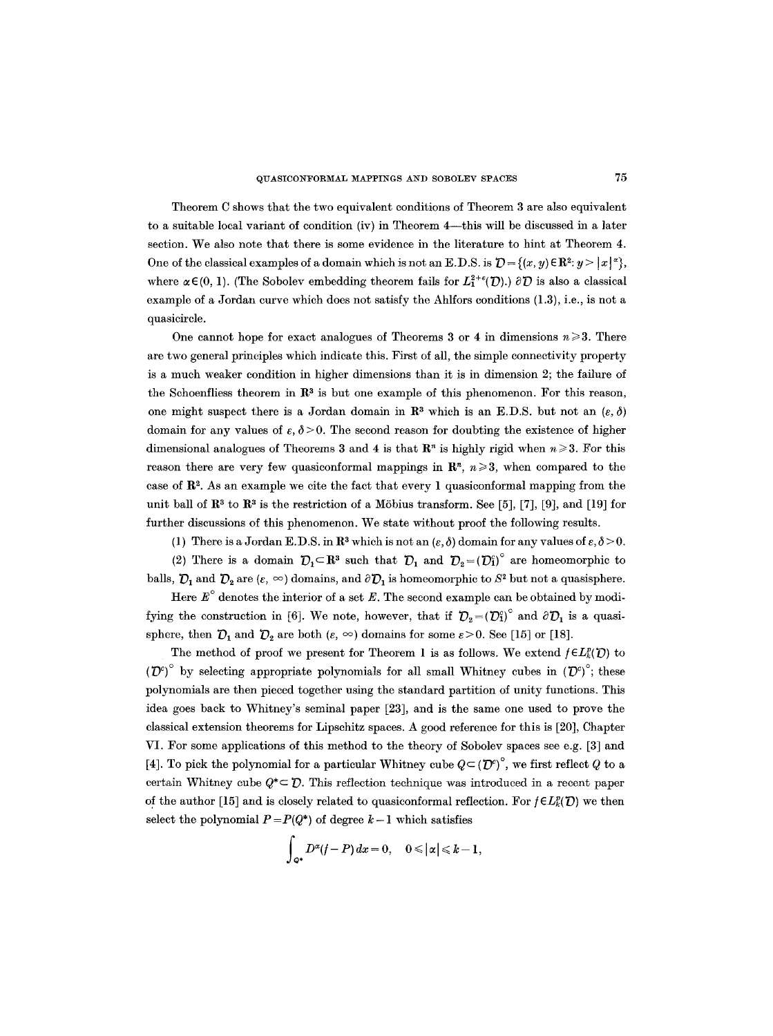Theorem C shows that the two equivalent conditions of Theorem 3 are also equivalent to a suitable local variant of condition (iv) in Theorem 4—this will be discussed in a later section. We also note that there is some evidence in the literature to hint at Theorem 4. One of the classical examples of a domain which is not an E.D.S. is $\mathcal{D}=\{(x,y)\in \mathbf{R}^2: y>|x|^\alpha\}$, where $\alpha\in(0,1)$. (The Sobolev embedding theorem fails for $L_1^{2+\varepsilon}(\mathcal{D})$.) $\partial\mathcal{D}$ is also a classical example of a Jordan curve which does not satisfy the Ahlfors conditions (1.3), i.e., is not a quasicircle.

One cannot hope for exact analogues of Theorems 3 or 4 in dimensions $n\geqslant 3$. There are two general principles which indicate this. First of all, the simple connectivity property is a much weaker condition in higher dimensions than it is in dimension 2; the failure of the Schoenfliess theorem in $\mathbf{R}^3$ is but one example of this phenomenon. For this reason, one might suspect there is a Jordan domain in $\mathbf{R}^3$ which is an E.D.S. but not an $(\varepsilon,\delta)$ domain for any values of $\varepsilon,\delta>0$. The second reason for doubting the existence of higher dimensional analogues of Theorems 3 and 4 is that $\mathbf{R}^n$ is highly rigid when $n\geqslant 3$. For this reason there are very few quasiconformal mappings in $\mathbf{R}^n$, $n\geqslant 3$, when compared to the case of $\mathbf{R}^2$. As an example we cite the fact that every 1 quasiconformal mapping from the unit ball of $\mathbf{R}^3$ to $\mathbf{R}^3$ is the restriction of a Möbius transform. See [5], [7], [9], and [19] for further discussions of this phenomenon. We state without proof the following results.

(1) There is a Jordan E.D.S. in $\mathbf{R}^3$ which is not an $(\varepsilon,\delta)$ domain for any values of $\varepsilon,\delta>0$.

(2) There is a domain $\mathcal{D}_1\subset\mathbf{R}^3$ such that $\mathcal{D}_1$ and $\mathcal{D}_2=(\mathcal{D}_1^c)^\circ$ are homeomorphic to balls, $\mathcal{D}_1$ and $\mathcal{D}_2$ are $(\varepsilon,\infty)$ domains, and $\partial\mathcal{D}_1$ is homeomorphic to $S^2$ but not a quasisphere.

Here $E^\circ$ denotes the interior of a set $E$. The second example can be obtained by modifying the construction in [6]. We note, however, that if $\mathcal{D}_2=(\mathcal{D}_1^c)^\circ$ and $\partial\mathcal{D}_1$ is a quasisphere, then $\mathcal{D}_1$ and $\mathcal{D}_2$ are both $(\varepsilon,\infty)$ domains for some $\varepsilon>0$. See [15] or [18].

The method of proof we present for Theorem 1 is as follows. We extend $f\in L_k^p(\mathcal{D})$ to $(\mathcal{D}^c)^\circ$ by selecting appropriate polynomials for all small Whitney cubes in $(\mathcal{D}^c)^\circ$; these polynomials are then pieced together using the standard partition of unity functions. This idea goes back to Whitney's seminal paper [23], and is the same one used to prove the classical extension theorems for Lipschitz spaces. A good reference for this is [20], Chapter VI. For some applications of this method to the theory of Sobolev spaces see e.g. [3] and [4]. To pick the polynomial for a particular Whitney cube $Q\subset(\mathcal{D}^c)^\circ$, we first reflect $Q$ to a certain Whitney cube $Q^*\subset\mathcal{D}$. This reflection technique was introduced in a recent paper of the author [15] and is closely related to quasiconformal reflection. For $f\in L_k^p(\mathcal{D})$ we then select the polynomial $P=P(Q^*)$ of degree $k-1$ which satisfies

$$\int_{Q^*} D^\alpha(f-P)\,dx=0,\quad 0\leqslant|\alpha|\leqslant k-1,$$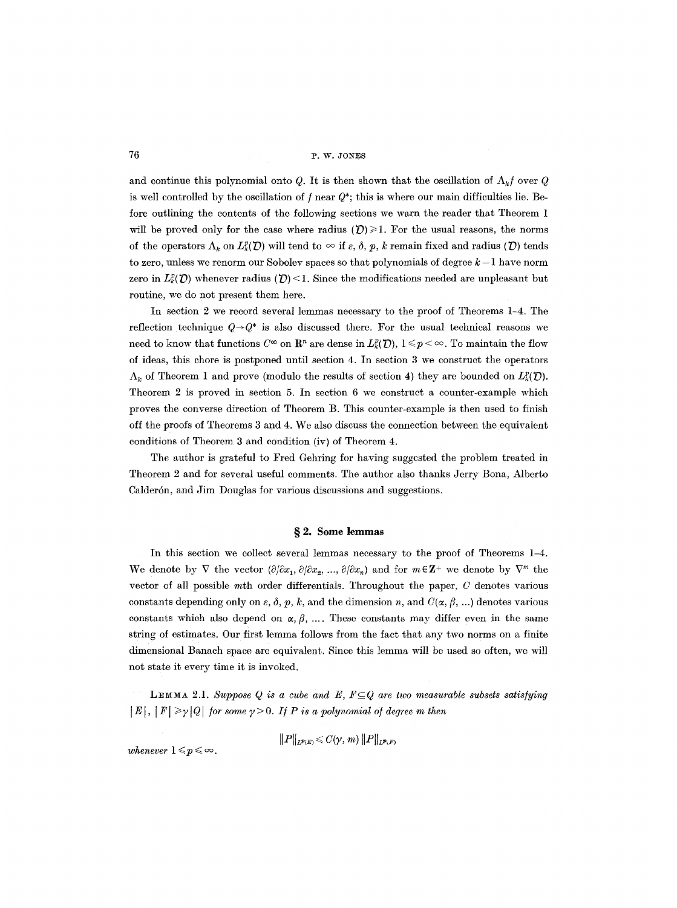and continue this polynomial onto $Q$. It is then shown that the oscillation of $\Lambda_k f$ over $Q$ is well controlled by the oscillation of $f$ near $Q^*$; this is where our main difficulties lie. Before outlining the contents of the following sections we warn the reader that Theorem 1 will be proved only for the case where radius $(\mathcal{D}) \geq 1$. For the usual reasons, the norms of the operators $\Lambda_k$ on $L_k^p(\mathcal{D})$ will tend to $\infty$ if $\varepsilon, \delta, p, k$ remain fixed and radius $(\mathcal{D})$ tends to zero, unless we renorm our Sobolev spaces so that polynomials of degree $k-1$ have norm zero in $L_k^p(\mathcal{D})$ whenever radius $(\mathcal{D}) < 1$. Since the modifications needed are unpleasant but routine, we do not present them here.

In section 2 we record several lemmas necessary to the proof of Theorems 1–4. The reflection technique $Q \to Q^*$ is also discussed there. For the usual technical reasons we need to know that functions $C^\infty$ on $\mathbf{R}^n$ are dense in $L_k^p(\mathcal{D})$, $1 \leq p < \infty$. To maintain the flow of ideas, this chore is postponed until section 4. In section 3 we construct the operators $\Lambda_k$ of Theorem 1 and prove (modulo the results of section 4) they are bounded on $L_k^p(\mathcal{D})$. Theorem 2 is proved in section 5. In section 6 we construct a counter-example which proves the converse direction of Theorem B. This counter-example is then used to finish off the proofs of Theorems 3 and 4. We also discuss the connection between the equivalent conditions of Theorem 3 and condition (iv) of Theorem 4.

The author is grateful to Fred Gehring for having suggested the problem treated in Theorem 2 and for several useful comments. The author also thanks Jerry Bona, Alberto Calderón, and Jim Douglas for various discussions and suggestions.

## § 2. Some lemmas

In this section we collect several lemmas necessary to the proof of Theorems 1–4. We denote by $\nabla$ the vector $(\partial/\partial x_1, \partial/\partial x_2, ..., \partial/\partial x_n)$ and for $m \in \mathbf{Z}^+$ we denote by $\nabla^m$ the vector of all possible $m$th order differentials. Throughout the paper, $C$ denotes various constants depending only on $\varepsilon, \delta, p, k$, and the dimension $n$, and $C(\alpha, \beta, ...)$ denotes various constants which also depend on $\alpha, \beta, ...$. These constants may differ even in the same string of estimates. Our first lemma follows from the fact that any two norms on a finite dimensional Banach space are equivalent. Since this lemma will be used so often, we will not state it every time it is invoked.

LEMMA 2.1. *Suppose $Q$ is a cube and $E, F \subseteq Q$ are two measurable subsets satisfying $|E|, |F| \geq \gamma |Q|$ for some $\gamma > 0$. If $P$ is a polynomial of degree $m$ then*

$$\|P\|_{L^p(E)} \leq C(\gamma, m) \|P\|_{L^p(F)}$$

*whenever $1 \leq p \leq \infty$.*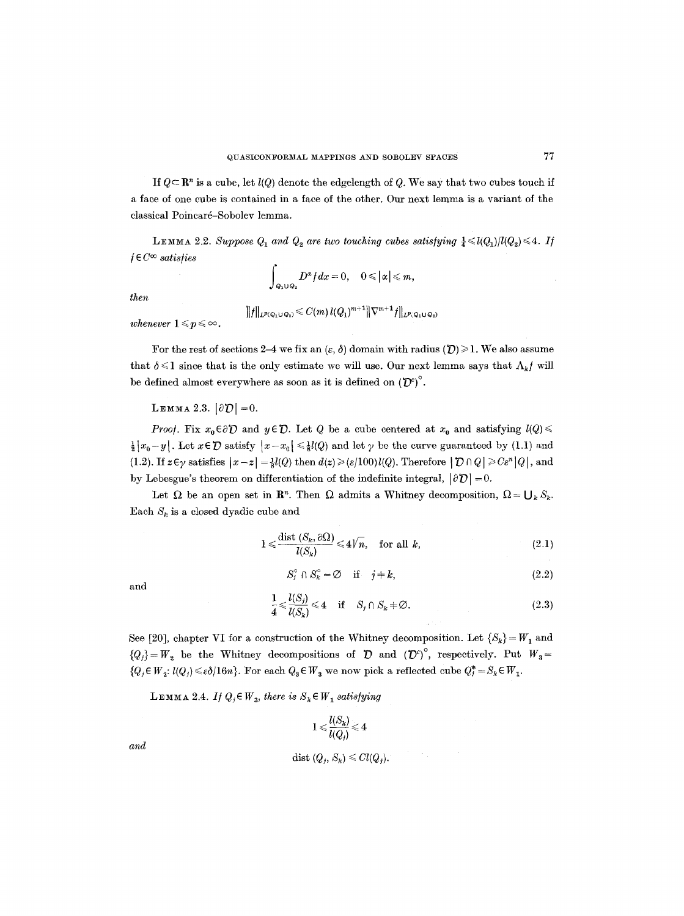If $Q \subset \mathbf{R}^n$ is a cube, let $l(Q)$ denote the edgelength of $Q$. We say that two cubes touch if a face of one cube is contained in a face of the other. Our next lemma is a variant of the classical Poincaré–Sobolev lemma.

LEMMA 2.2. *Suppose $Q_1$ and $Q_2$ are two touching cubes satisfying $\frac{1}{4} \leqslant l(Q_1)/l(Q_2) \leqslant 4$. If $f \in C^\infty$ satisfies*

$$\int_{Q_1 \cup Q_2} D^\alpha f \, dx = 0, \quad 0 \leqslant |\alpha| \leqslant m,$$

*then*

$$\|f\|_{L^p(Q_1 \cup Q_2)} \leqslant C(m)\, l(Q_1)^{m+1} \|\nabla^{m+1} f\|_{L^p(Q_1 \cup Q_2)}$$

*whenever $1 \leqslant p \leqslant \infty$.*

For the rest of sections 2–4 we fix an $(\varepsilon, \delta)$ domain with radius $(\mathcal{D}) \geqslant 1$. We also assume that $\delta \leqslant 1$ since that is the only estimate we will use. Our next lemma says that $\Lambda_k f$ will be defined almost everywhere as soon as it is defined on $(\mathcal{D}^c)^\circ$.

LEMMA 2.3. $|\partial \mathcal{D}| = 0$.

*Proof.* Fix $x_0 \in \partial \mathcal{D}$ and $y \in \mathcal{D}$. Let $Q$ be a cube centered at $x_0$ and satisfying $l(Q) \leqslant \frac{1}{2}|x_0 - y|$. Let $x \in \mathcal{D}$ satisfy $|x - x_0| \leqslant \frac{1}{8} l(Q)$ and let $\gamma$ be the curve guaranteed by (1.1) and (1.2). If $z \in \gamma$ satisfies $|x - z| = \frac{1}{8} l(Q)$ then $d(z) \geqslant (\varepsilon/100) l(Q)$. Therefore $|\mathcal{D} \cap Q| \geqslant C\varepsilon^n |Q|$, and by Lebesgue's theorem on differentiation of the indefinite integral, $|\partial \mathcal{D}| = 0$.

Let $\Omega$ be an open set in $\mathbf{R}^n$. Then $\Omega$ admits a Whitney decomposition, $\Omega = \bigcup_k S_k$. Each $S_k$ is a closed dyadic cube and

$$1 \leqslant \frac{\operatorname{dist}(S_k, \partial\Omega)}{l(S_k)} \leqslant 4\sqrt{n}, \quad \text{for all } k, \tag{2.1}$$

$$S_j^\circ \cap S_k^\circ = \varnothing \quad \text{if} \quad j \neq k, \tag{2.2}$$

and

$$\frac{1}{4} \leqslant \frac{l(S_j)}{l(S_k)} \leqslant 4 \quad \text{if} \quad S_j \cap S_k \neq \varnothing. \tag{2.3}$$

See [20], chapter VI for a construction of the Whitney decomposition. Let $\{S_k\} = W_1$ and $\{Q_j\} = W_2$ be the Whitney decompositions of $\mathcal{D}$ and $(\mathcal{D}^c)^\circ$, respectively. Put $W_3 = \{Q_j \in W_2 : l(Q_j) \leqslant \varepsilon\delta/16n\}$. For each $Q_3 \in W_3$ we now pick a reflected cube $Q_j^* = S_k \in W_1$.

LEMMA 2.4. *If $Q_j \in W_3$, there is $S_k \in W_1$ satisfying*

$$1 \leqslant \frac{l(S_k)}{l(Q_j)} \leqslant 4$$

*and*

$$\operatorname{dist}(Q_j, S_k) \leqslant C l(Q_j).$$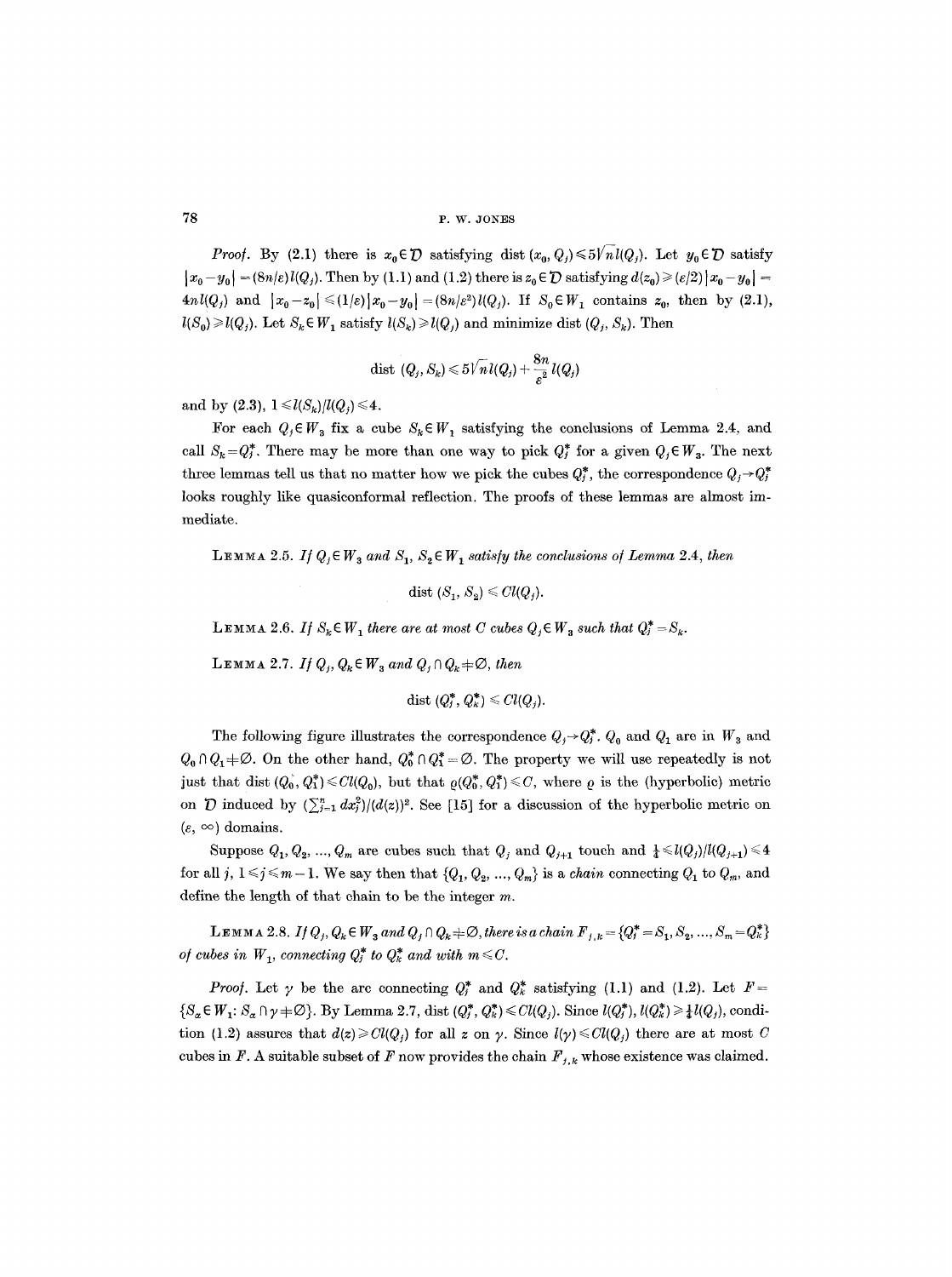*Proof.* By (2.1) there is $x_0 \in \mathcal{D}$ satisfying $\operatorname{dist}(x_0, Q_j) \leqslant 5\sqrt{n}\, l(Q_j)$. Let $y_0 \in \mathcal{D}$ satisfy $|x_0 - y_0| = (8n/\varepsilon) l(Q_j)$. Then by (1.1) and (1.2) there is $z_0 \in \mathcal{D}$ satisfying $d(z_0) \geqslant (\varepsilon/2)|x_0 - y_0| = 4n\, l(Q_j)$ and $|x_0 - z_0| \leqslant (1/\varepsilon)|x_0 - y_0| = (8n/\varepsilon^2) l(Q_j)$. If $S_0 \in W_1$ contains $z_0$, then by (2.1), $l(S_0) \geqslant l(Q_j)$. Let $S_k \in W_1$ satisfy $l(S_k) \geqslant l(Q_j)$ and minimize $\operatorname{dist}(Q_j, S_k)$. Then

$$\operatorname{dist}(Q_j, S_k) \leqslant 5\sqrt{n}\, l(Q_j) + \frac{8n}{\varepsilon^2} l(Q_j)$$

and by (2.3), $1 \leqslant l(S_k)/l(Q_j) \leqslant 4$.

For each $Q_j \in W_3$ fix a cube $S_k \in W_1$ satisfying the conclusions of Lemma 2.4, and call $S_k = Q_j^*$. There may be more than one way to pick $Q_j^*$ for a given $Q_j \in W_3$. The next three lemmas tell us that no matter how we pick the cubes $Q_j^*$, the correspondence $Q_j \to Q_j^*$ looks roughly like quasiconformal reflection. The proofs of these lemmas are almost immediate.

LEMMA 2.5. *If $Q_j \in W_3$ and $S_1, S_2 \in W_1$ satisfy the conclusions of Lemma 2.4, then*

$$\operatorname{dist}(S_1, S_2) \leqslant C l(Q_j).$$

LEMMA 2.6. *If $S_k \in W_1$ there are at most $C$ cubes $Q_j \in W_3$ such that $Q_j^* = S_k$.*

LEMMA 2.7. *If $Q_j, Q_k \in W_3$ and $Q_j \cap Q_k \neq \varnothing$, then*

$$\operatorname{dist}(Q_j^*, Q_k^*) \leqslant C l(Q_j).$$

The following figure illustrates the correspondence $Q_j \to Q_j^*$. $Q_0$ and $Q_1$ are in $W_3$ and $Q_0 \cap Q_1 \neq \varnothing$. On the other hand, $Q_0^* \cap Q_1^* = \varnothing$. The property we will use repeatedly is not just that $\operatorname{dist}(Q_0^*, Q_1^*) \leqslant C l(Q_0)$, but that $\varrho(Q_0^*, Q_1^*) \leqslant C$, where $\varrho$ is the (hyperbolic) metric on $\mathcal{D}$ induced by $(\sum_{j=1}^n dx_j^2)/(d(z))^2$. See [15] for a discussion of the hyperbolic metric on $(\varepsilon, \infty)$ domains.

Suppose $Q_1, Q_2, \ldots, Q_m$ are cubes such that $Q_j$ and $Q_{j+1}$ touch and $\frac{1}{4} \leqslant l(Q_j)/l(Q_{j+1}) \leqslant 4$ for all $j$, $1 \leqslant j \leqslant m-1$. We say then that $\{Q_1, Q_2, \ldots, Q_m\}$ is a *chain* connecting $Q_1$ to $Q_m$, and define the length of that chain to be the integer $m$.

LEMMA 2.8. *If $Q_j, Q_k \in W_3$ and $Q_j \cap Q_k \neq \varnothing$, there is a chain $F_{j,k} = \{Q_j^* = S_1, S_2, \ldots, S_m = Q_k^*\}$ of cubes in $W_1$, connecting $Q_j^*$ to $Q_k^*$ and with $m \leqslant C$.*

*Proof.* Let $\gamma$ be the arc connecting $Q_j^*$ and $Q_k^*$ satisfying (1.1) and (1.2). Let $F = \{S_\alpha \in W_1 : S_\alpha \cap \gamma \neq \varnothing\}$. By Lemma 2.7, $\operatorname{dist}(Q_j^*, Q_k^*) \leqslant C l(Q_j)$. Since $l(Q_j^*), l(Q_k^*) \geqslant \frac{1}{4} l(Q_j)$, condition (1.2) assures that $d(z) \geqslant C l(Q_j)$ for all $z$ on $\gamma$. Since $l(\gamma) \leqslant C l(Q_j)$ there are at most $C$ cubes in $F$. A suitable subset of $F$ now provides the chain $F_{j,k}$ whose existence was claimed.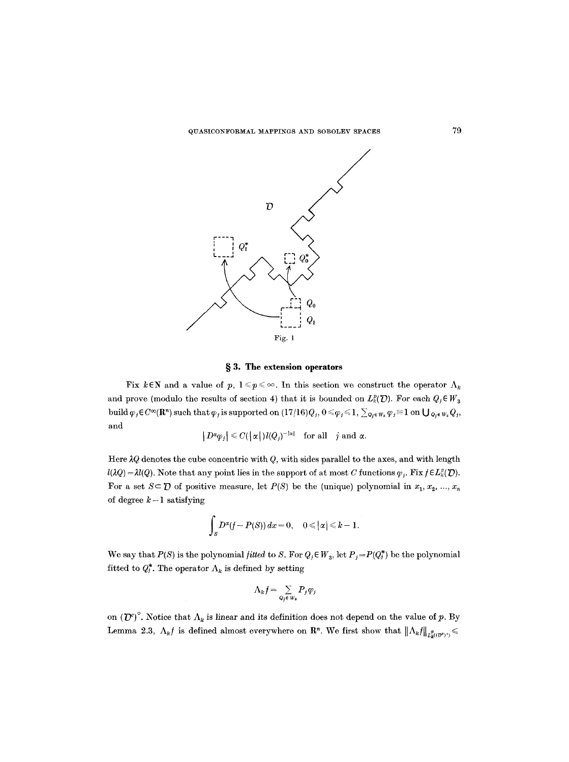Fig. 1

## § 3. The extension operators

Fix $k \in \mathbf{N}$ and a value of $p$, $1 \leqslant p \leqslant \infty$. In this section we construct the operator $\Lambda_k$ and prove (modulo the results of section 4) that it is bounded on $L_k^p(\mathcal{D})$. For each $Q_j \in W_3$ build $\varphi_j \in C^\infty(\mathbf{R}^n)$ such that $\varphi_j$ is supported on $(17/16)Q_j$, $0 \leqslant \varphi_j \leqslant 1$, $\sum_{Q_j \in W_3} \varphi_j \equiv 1$ on $\bigcup_{Q_j \in W_3} Q_j$, and

$$|D^\alpha \varphi_j| \leqslant C(|\alpha|)\, l(Q_j)^{-|\alpha|} \quad \text{for all} \quad j \text{ and } \alpha.$$

Here $\lambda Q$ denotes the cube concentric with $Q$, with sides parallel to the axes, and with length $l(\lambda Q) = \lambda l(Q)$. Note that any point lies in the support of at most $C$ functions $\varphi_j$. Fix $f \in L_k^p(\mathcal{D})$. For a set $S \subset \mathcal{D}$ of positive measure, let $P(S)$ be the (unique) polynomial in $x_1, x_2, \ldots, x_n$ of degree $k-1$ satisfying

$$\int_S D^\alpha (f - P(S))\, dx = 0, \quad 0 \leqslant |\alpha| \leqslant k-1.$$

We say that $P(S)$ is the polynomial *fitted* to $S$. For $Q_j \in W_3$, let $P_j = P(Q_j^*)$ be the polynomial fitted to $Q_j^*$. The operator $\Lambda_k$ is defined by setting

$$\Lambda_k f = \sum_{Q_j \in W_3} P_j \varphi_j$$

on $(\mathcal{D}^c)^\circ$. Notice that $\Lambda_k$ is linear and its definition does not depend on the value of $p$. By Lemma 2.3, $\Lambda_k f$ is defined almost everywhere on $\mathbf{R}^n$. We first show that $\|\Lambda_k f\|_{L_k^p((\mathcal{D}^c)^\circ)} \leqslant$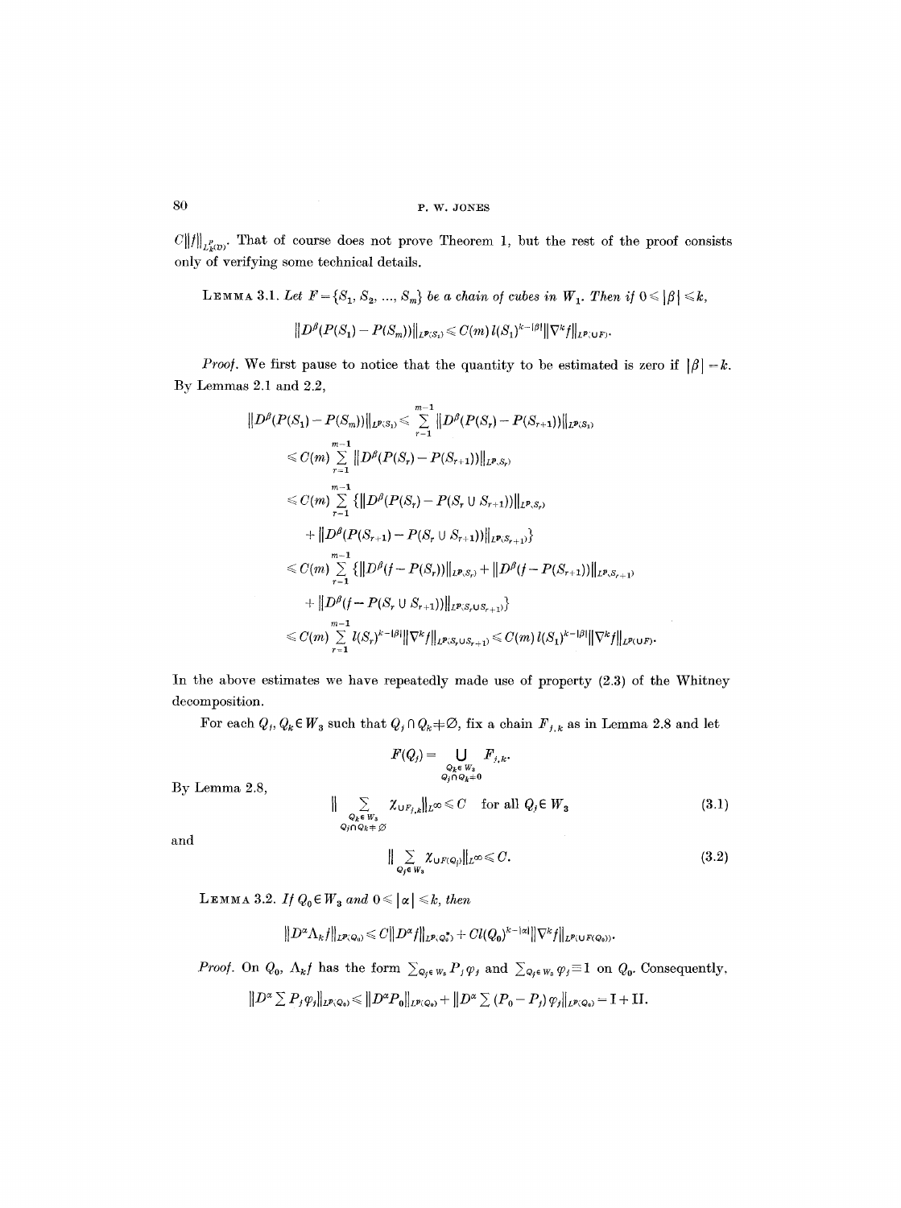$C\|f\|_{L^p_k(D)}$. That of course does not prove Theorem 1, but the rest of the proof consists only of verifying some technical details.

**Lemma 3.1.** *Let $F=\{S_1, S_2, ..., S_m\}$ be a chain of cubes in $W_1$. Then if $0 \leqslant |\beta| \leqslant k$,*

$$\|D^\beta(P(S_1)-P(S_m))\|_{L^p(S_1)} \leqslant C(m)\, l(S_1)^{k-|\beta|}\|\nabla^k f\|_{L^p(\cup F)}.$$

*Proof.* We first pause to notice that the quantity to be estimated is zero if $|\beta|=k$. By Lemmas 2.1 and 2.2,

$$\begin{aligned}
\|D^\beta(P(S_1)-P(S_m))\|_{L^p(S_1)} &\leqslant \sum_{r=1}^{m-1}\|D^\beta(P(S_r)-P(S_{r+1}))\|_{L^p(S_1)} \\
&\leqslant C(m)\sum_{r=1}^{m-1}\|D^\beta(P(S_r)-P(S_{r+1}))\|_{L^p(S_r)} \\
&\leqslant C(m)\sum_{r=1}^{m-1}\{\|D^\beta(P(S_r)-P(S_r\cup S_{r+1}))\|_{L^p(S_r)} \\
&\quad + \|D^\beta(P(S_{r+1})-P(S_r\cup S_{r+1}))\|_{L^p(S_{r+1})}\} \\
&\leqslant C(m)\sum_{r=1}^{m-1}\{\|D^\beta(f-P(S_r))\|_{L^p(S_r)}+\|D^\beta(f-P(S_{r+1}))\|_{L^p(S_{r+1})} \\
&\quad + \|D^\beta(f-P(S_r\cup S_{r+1}))\|_{L^p(S_r\cup S_{r+1})}\} \\
&\leqslant C(m)\sum_{r=1}^{m-1} l(S_r)^{k-|\beta|}\|\nabla^k f\|_{L^p(S_r\cup S_{r+1})} \leqslant C(m)\, l(S_1)^{k-|\beta|}\|\nabla^k f\|_{L^p(\cup F)}.
\end{aligned}$$

In the above estimates we have repeatedly made use of property (2.3) of the Whitney decomposition.

For each $Q_j, Q_k \in W_3$ such that $Q_j \cap Q_k \neq \varnothing$, fix a chain $F_{j,k}$ as in Lemma 2.8 and let

$$F(Q_j)=\bigcup_{\substack{Q_k\in W_3 \\ Q_j\cap Q_k\neq 0}} F_{j,k}.$$

By Lemma 2.8,

$$\Big\|\sum_{\substack{Q_k\in W_3 \\ Q_j\cap Q_k\neq\varnothing}}\chi_{\cup F_{j,k}}\Big\|_{L^\infty}\leqslant C \quad \text{for all } Q_j\in W_3 \tag{3.1}$$

and

$$\Big\|\sum_{Q_j\in W_3}\chi_{\cup F(Q_j)}\Big\|_{L^\infty}\leqslant C. \tag{3.2}$$

**Lemma 3.2.** *If $Q_0 \in W_3$ and $0\leqslant |\alpha| \leqslant k$, then*

$$\|D^\alpha \Lambda_k f\|_{L^p(Q_0)} \leqslant C\|D^\alpha f\|_{L^p(Q_0^*)} + C l(Q_0)^{k-|\alpha|}\|\nabla^k f\|_{L^p(\cup F(Q_0))}.$$

*Proof.* On $Q_0$, $\Lambda_k f$ has the form $\sum_{Q_j\in W_3} P_j\varphi_j$ and $\sum_{Q_j\in W_3}\varphi_j\equiv 1$ on $Q_0$. Consequently,

$$\|D^\alpha \textstyle\sum P_j\varphi_j\|_{L^p(Q_0)} \leqslant \|D^\alpha P_0\|_{L^p(Q_0)} + \|D^\alpha \textstyle\sum (P_0-P_j)\varphi_j\|_{L^p(Q_0)} = \mathrm{I}+\mathrm{II}.$$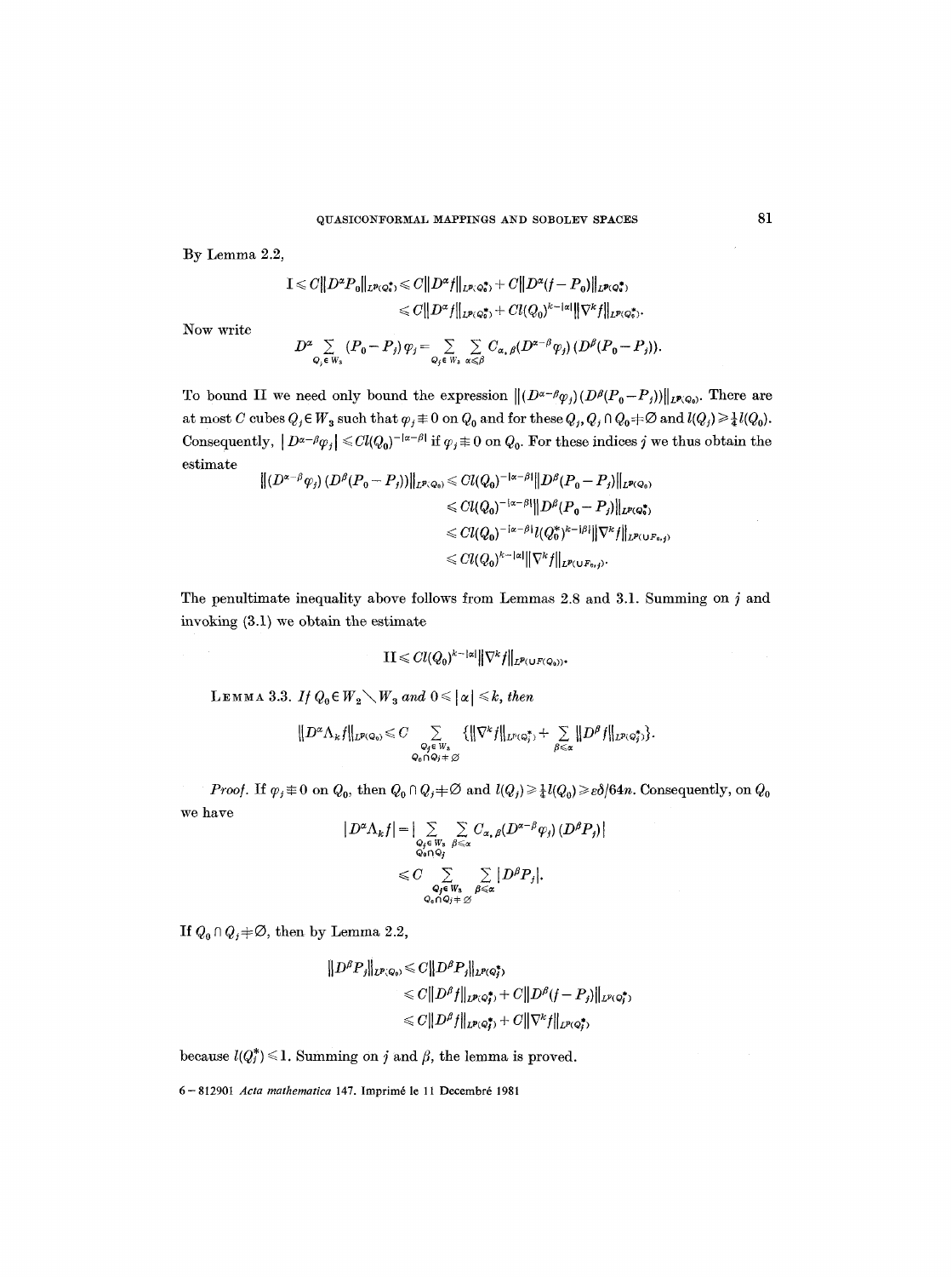By Lemma 2.2,

$$\mathrm{I} \leqslant C\|D^\alpha P_0\|_{L^p(Q_0^*)} \leqslant C\|D^\alpha f\|_{L^p(Q_0^*)} + C\|D^\alpha(f-P_0)\|_{L^p(Q_0^*)}$$
$$\leqslant C\|D^\alpha f\|_{L^p(Q_0^*)} + Cl(Q_0)^{k-|\alpha|}\|\nabla^k f\|_{L^p(Q_0^*)}.$$

Now write

$$D^\alpha \sum_{Q_j \in W_3} (P_0 - P_j)\varphi_j = \sum_{Q_j \in W_3} \sum_{\alpha \leqslant \beta} C_{\alpha,\beta}(D^{\alpha-\beta}\varphi_j)(D^\beta(P_0-P_j)).$$

To bound II we need only bound the expression $\|(D^{\alpha-\beta}\varphi_j)(D^\beta(P_0-P_j))\|_{L^p(Q_0)}$. There are at most $C$ cubes $Q_j \in W_3$ such that $\varphi_j \not\equiv 0$ on $Q_0$ and for these $Q_j$, $Q_j \cap Q_0 \neq \varnothing$ and $l(Q_j) \geqslant \frac{1}{4}l(Q_0)$. Consequently, $|D^{\alpha-\beta}\varphi_j| \leqslant Cl(Q_0)^{-|\alpha-\beta|}$ if $\varphi_j \not\equiv 0$ on $Q_0$. For these indices $j$ we thus obtain the estimate

$$\|(D^{\alpha-\beta}\varphi_j)(D^\beta(P_0-P_j))\|_{L^p(Q_0)} \leqslant Cl(Q_0)^{-|\alpha-\beta|}\|D^\beta(P_0-P_j)\|_{L^p(Q_0)}$$
$$\leqslant Cl(Q_0)^{-|\alpha-\beta|}\|D^\beta(P_0-P_j)\|_{L^p(Q_0^*)}$$
$$\leqslant Cl(Q_0)^{-|\alpha-\beta|}l(Q_0^*)^{k-|\beta|}\|\nabla^k f\|_{L^p(\cup F_{0,j})}$$
$$\leqslant Cl(Q_0)^{k-|\alpha|}\|\nabla^k f\|_{L^p(\cup F_{0,j})}.$$

The penultimate inequality above follows from Lemmas 2.8 and 3.1. Summing on $j$ and invoking (3.1) we obtain the estimate

$$\mathrm{II} \leqslant Cl(Q_0)^{k-|\alpha|}\|\nabla^k f\|_{L^p(\cup F(Q_0))}.$$

LEMMA 3.3. *If $Q_0 \in W_2 \setminus W_3$ and $0 \leqslant |\alpha| \leqslant k$, then*

$$\|D^\alpha \Lambda_k f\|_{L^p(Q_0)} \leqslant C \sum_{\substack{Q_j \in W_3 \\ Q_0 \cap Q_j \neq \varnothing}} \{\|\nabla^k f\|_{L^p(Q_j^*)} + \sum_{\beta \leqslant \alpha} \|D^\beta f\|_{L^p(Q_j^*)}\}.$$

*Proof.* If $\varphi_j \not\equiv 0$ on $Q_0$, then $Q_0 \cap Q_j \neq \varnothing$ and $l(Q_j) \geqslant \frac{1}{4}l(Q_0) \geqslant \varepsilon\delta/64n$. Consequently, on $Q_0$ we have

$$|D^\alpha \Lambda_k f| = \Big|\sum_{\substack{Q_j \in W_3 \\ Q_0 \cap Q_j}} \sum_{\beta \leqslant \alpha} C_{\alpha,\beta}(D^{\alpha-\beta}\varphi_j)(D^\beta P_j)\Big|$$
$$\leqslant C \sum_{\substack{Q_j \in W_3 \\ Q_0 \cap Q_j \neq \varnothing}} \sum_{\beta \leqslant \alpha} |D^\beta P_j|.$$

If $Q_0 \cap Q_j \neq \varnothing$, then by Lemma 2.2,

$$\|D^\beta P_j\|_{L^p(Q_0)} \leqslant C\|D^\beta P_j\|_{L^p(Q_j^*)}$$
$$\leqslant C\|D^\beta f\|_{L^p(Q_j^*)} + C\|D^\beta(f-P_j)\|_{L^p(Q_j^*)}$$
$$\leqslant C\|D^\beta f\|_{L^p(Q_j^*)} + C\|\nabla^k f\|_{L^p(Q_j^*)}$$

because $l(Q_j^*) \leqslant 1$. Summing on $j$ and $\beta$, the lemma is proved.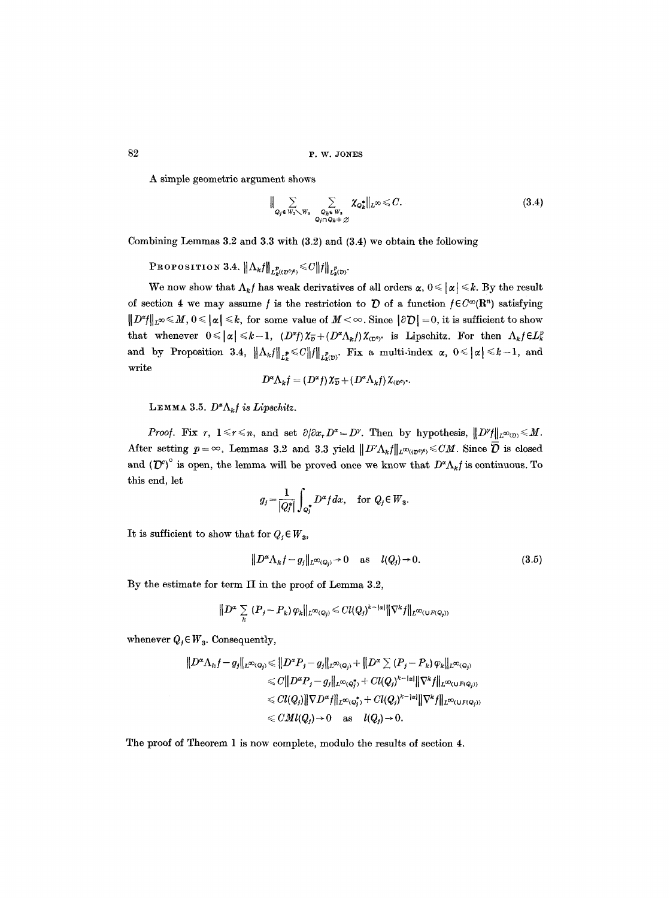A simple geometric argument shows

$$\Big\| \sum_{Q_j \in W_2 \setminus W_3} \sum_{\substack{Q_k \in W_3 \\ Q_j \cap Q_k \neq \varnothing}} \chi_{Q_k^*} \Big\|_{L^\infty} \leq C. \tag{3.4}$$

Combining Lemmas 3.2 and 3.3 with (3.2) and (3.4) we obtain the following

PROPOSITION 3.4. $\|\Lambda_k f\|_{L^p_k((\mathcal{D}^c)^\circ)} \leq C \|f\|_{L^p_k(\mathcal{D})}$.

We now show that $\Lambda_k f$ has weak derivatives of all orders $\alpha$, $0 \leq |\alpha| \leq k$. By the result of section 4 we may assume $f$ is the restriction to $\mathcal{D}$ of a function $f \in C^\infty(\mathbf{R}^n)$ satisfying $\|D^\alpha f\|_{L^\infty} \leq M$, $0 \leq |\alpha| \leq k$, for some value of $M < \infty$. Since $|\partial \mathcal{D}| = 0$, it is sufficient to show that whenever $0 \leq |\alpha| \leq k-1$, $(D^\alpha f)\chi_{\bar{\mathcal{D}}} + (D^\alpha \Lambda_k f)\chi_{(\mathcal{D}^c)^\circ}$ is Lipschitz. For then $\Lambda_k f \in L^p_k$ and by Proposition 3.4, $\|\Lambda_k f\|_{L^p_k} \leq C \|f\|_{L^p_k(\mathcal{D})}$. Fix a multi-index $\alpha$, $0 \leq |\alpha| \leq k-1$, and write

$$D^\alpha \Lambda_k f = (D^\alpha f)\chi_{\bar{\mathcal{D}}} + (D^\alpha \Lambda_k f)\chi_{(\mathcal{D}^c)^\circ}.$$

LEMMA 3.5. *$D^\alpha \Lambda_k f$ is Lipschitz.*

*Proof.* Fix $r$, $1 \leq r \leq n$, and set $\partial/\partial x_r D^\alpha = D^\gamma$. Then by hypothesis, $\|D^\gamma f\|_{L^\infty(\mathcal{D})} \leq M$. After setting $p = \infty$, Lemmas 3.2 and 3.3 yield $\|D^\gamma \Lambda_k f\|_{L^\infty((\mathcal{D}^c)^\circ)} \leq CM$. Since $\bar{\mathcal{D}}$ is closed and $(\mathcal{D}^c)^\circ$ is open, the lemma will be proved once we know that $D^\alpha \Lambda_k f$ is continuous. To this end, let

$$g_j = \frac{1}{|Q_j^*|} \int_{Q_j^*} D^\alpha f \, dx, \quad \text{for } Q_j \in W_3.$$

It is sufficient to show that for $Q_j \in W_3$,

$$\|D^\alpha \Lambda_k f - g_j\|_{L^\infty(Q_j)} \to 0 \quad \text{as} \quad l(Q_j) \to 0. \tag{3.5}$$

By the estimate for term II in the proof of Lemma 3.2,

$$\Big\|D^\alpha \sum_k (P_j - P_k)\varphi_k\Big\|_{L^\infty(Q_j)} \leq Cl(Q_j)^{k-|\alpha|} \|\nabla^k f\|_{L^\infty(\cup F(Q_j))}$$

whenever $Q_j \in W_3$. Consequently,

$$\begin{aligned}
\|D^\alpha \Lambda_k f - g_j\|_{L^\infty(Q_j)} &\leq \|D^\alpha P_j - g_j\|_{L^\infty(Q_j)} + \Big\|D^\alpha \sum (P_j - P_k)\varphi_k\Big\|_{L^\infty(Q_j)} \\
&\leq C\|D^\alpha P_j - g_j\|_{L^\infty(Q_j^*)} + Cl(Q_j)^{k-|\alpha|}\|\nabla^k f\|_{L^\infty(\cup F(Q_j))} \\
&\leq Cl(Q_j)\|\nabla D^\alpha f\|_{L^\infty(Q_j^*)} + Cl(Q_j)^{k-|\alpha|}\|\nabla^k f\|_{L^\infty(\cup F(Q_j))} \\
&\leq CMl(Q_j) \to 0 \quad \text{as} \quad l(Q_j) \to 0.
\end{aligned}$$

The proof of Theorem 1 is now complete, modulo the results of section 4.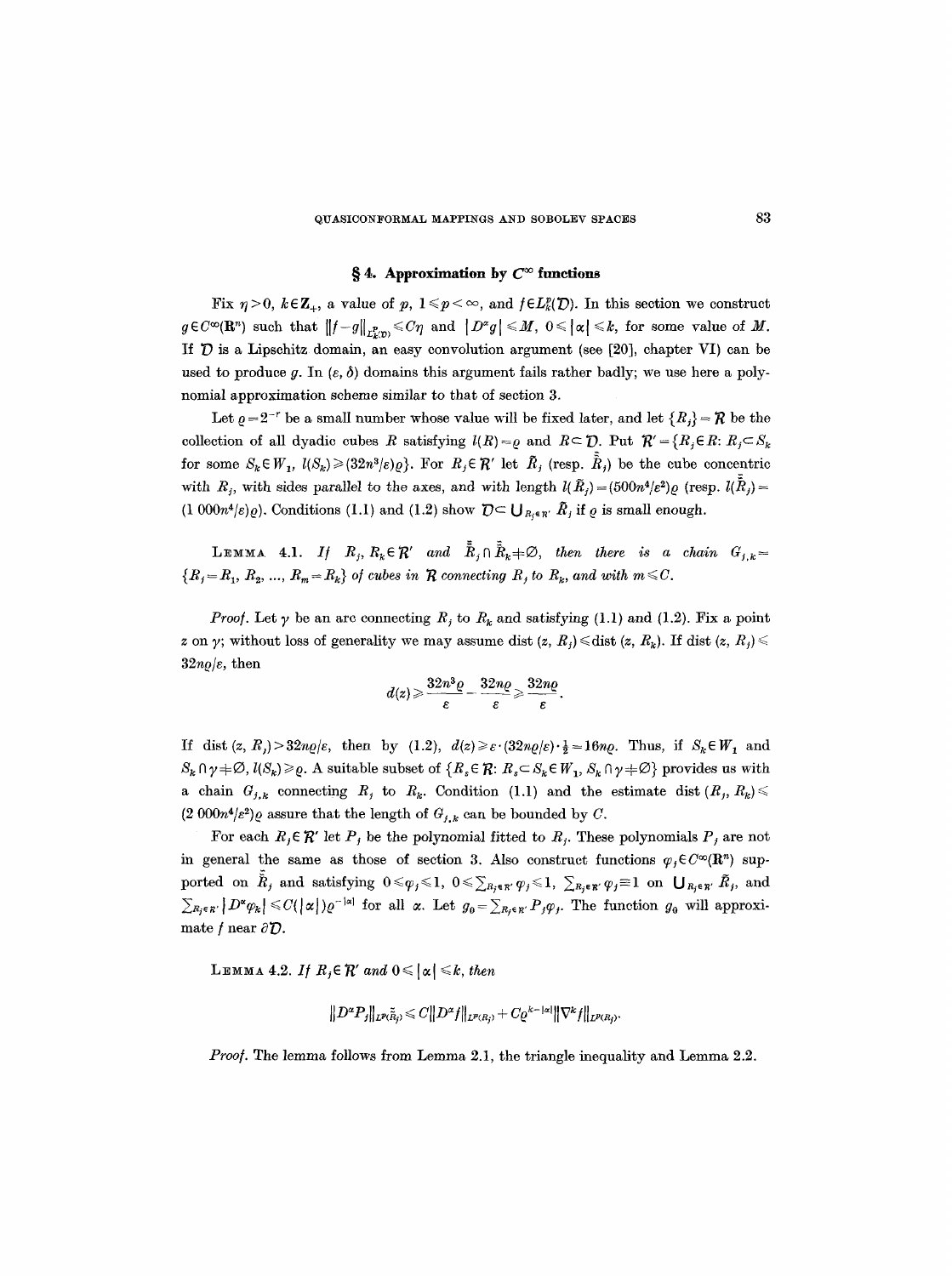## § 4. Approximation by $C^\infty$ functions

Fix $\eta>0$, $k\in\mathbf{Z}_+$, a value of $p$, $1\leqslant p<\infty$, and $f\in L^p_k(\mathcal{D})$. In this section we construct $g\in C^\infty(\mathbf{R}^n)$ such that $\|f-g\|_{L^p_k(\mathcal{D})}\leqslant C\eta$ and $|D^\alpha g|\leqslant M$, $0\leqslant|\alpha|\leqslant k$, for some value of $M$. If $\mathcal{D}$ is a Lipschitz domain, an easy convolution argument (see [20], chapter VI) can be used to produce $g$. In $(\varepsilon,\delta)$ domains this argument fails rather badly; we use here a polynomial approximation scheme similar to that of section 3.

Let $\varrho=2^{-r}$ be a small number whose value will be fixed later, and let $\{R_j\}=\mathcal{R}$ be the collection of all dyadic cubes $R$ satisfying $l(R)=\varrho$ and $R\subset\mathcal{D}$. Put $\mathcal{R}'=\{R_j\in R\colon R_j\subset S_k$ for some $S_k\in W_1$, $l(S_k)\geqslant(32n^3/\varepsilon)\varrho\}$. For $R_j\in\mathcal{R}'$ let $\tilde{R}_j$ (resp. $\tilde{\tilde{R}}_j$) be the cube concentric with $R_j$, with sides parallel to the axes, and with length $l(\tilde{R}_j)=(500n^4/\varepsilon^2)\varrho$ (resp. $l(\tilde{\tilde{R}}_j)=(1\,000n^4/\varepsilon)\varrho$). Conditions (1.1) and (1.2) show $\mathcal{D}\subset\bigcup_{R_j\in\mathcal{R}'}\tilde{R}_j$ if $\varrho$ is small enough.

LEMMA 4.1. *If $R_j, R_k\in\mathcal{R}'$ and $\tilde{\tilde{R}}_j\cap\tilde{\tilde{R}}_k\neq\emptyset$, then there is a chain $G_{j,k}=\{R_j=R_1,R_2,\ldots,R_m=R_k\}$ of cubes in $\mathcal{R}$ connecting $R_j$ to $R_k$, and with $m\leqslant C$.*

*Proof.* Let $\gamma$ be an arc connecting $R_j$ to $R_k$ and satisfying (1.1) and (1.2). Fix a point $z$ on $\gamma$; without loss of generality we may assume $\operatorname{dist}(z,R_j)\leqslant\operatorname{dist}(z,R_k)$. If $\operatorname{dist}(z,R_j)\leqslant 32n\varrho/\varepsilon$, then

$$d(z)\geqslant\frac{32n^3\varrho}{\varepsilon}-\frac{32n\varrho}{\varepsilon}\geqslant\frac{32n\varrho}{\varepsilon}.$$

If $\operatorname{dist}(z,R_j)>32n\varrho/\varepsilon$, then by (1.2), $d(z)\geqslant\varepsilon\cdot(32n\varrho/\varepsilon)\cdot\frac{1}{2}=16n\varrho$. Thus, if $S_k\in W_1$ and $S_k\cap\gamma\neq\emptyset$, $l(S_k)\geqslant\varrho$. A suitable subset of $\{R_s\in\mathcal{R}\colon R_s\subset S_k\in W_1,\ S_k\cap\gamma\neq\emptyset\}$ provides us with a chain $G_{j,k}$ connecting $R_j$ to $R_k$. Condition (1.1) and the estimate $\operatorname{dist}(R_j,R_k)\leqslant(2\,000n^4/\varepsilon^2)\varrho$ assure that the length of $G_{j,k}$ can be bounded by $C$.

For each $R_j\in\mathcal{R}'$ let $P_j$ be the polynomial fitted to $R_j$. These polynomials $P_j$ are not in general the same as those of section 3. Also construct functions $\varphi_j\in C^\infty(\mathbf{R}^n)$ supported on $\tilde{\tilde{R}}_j$ and satisfying $0\leqslant\varphi_j\leqslant 1$, $0\leqslant\sum_{R_j\in\mathcal{R}'}\varphi_j\leqslant 1$, $\sum_{R_j\in\mathcal{R}'}\varphi_j\equiv 1$ on $\bigcup_{R_j\in\mathcal{R}'}\tilde{R}_j$, and $\sum_{R_j\in\mathcal{R}'}|D^\alpha\varphi_k|\leqslant C(|\alpha|)\varrho^{-|\alpha|}$ for all $\alpha$. Let $g_0=\sum_{R_j\in\mathcal{R}'}P_j\varphi_j$. The function $g_0$ will approximate $f$ near $\partial\mathcal{D}$.

LEMMA 4.2. *If $R_j\in\mathcal{R}'$ and $0\leqslant|\alpha|\leqslant k$, then*

$$\|D^\alpha P_j\|_{L^p(\tilde{\tilde{R}}_j)}\leqslant C\|D^\alpha f\|_{L^p(R_j)}+C\varrho^{k-|\alpha|}\|\nabla^k f\|_{L^p(R_j)}.$$

*Proof.* The lemma follows from Lemma 2.1, the triangle inequality and Lemma 2.2.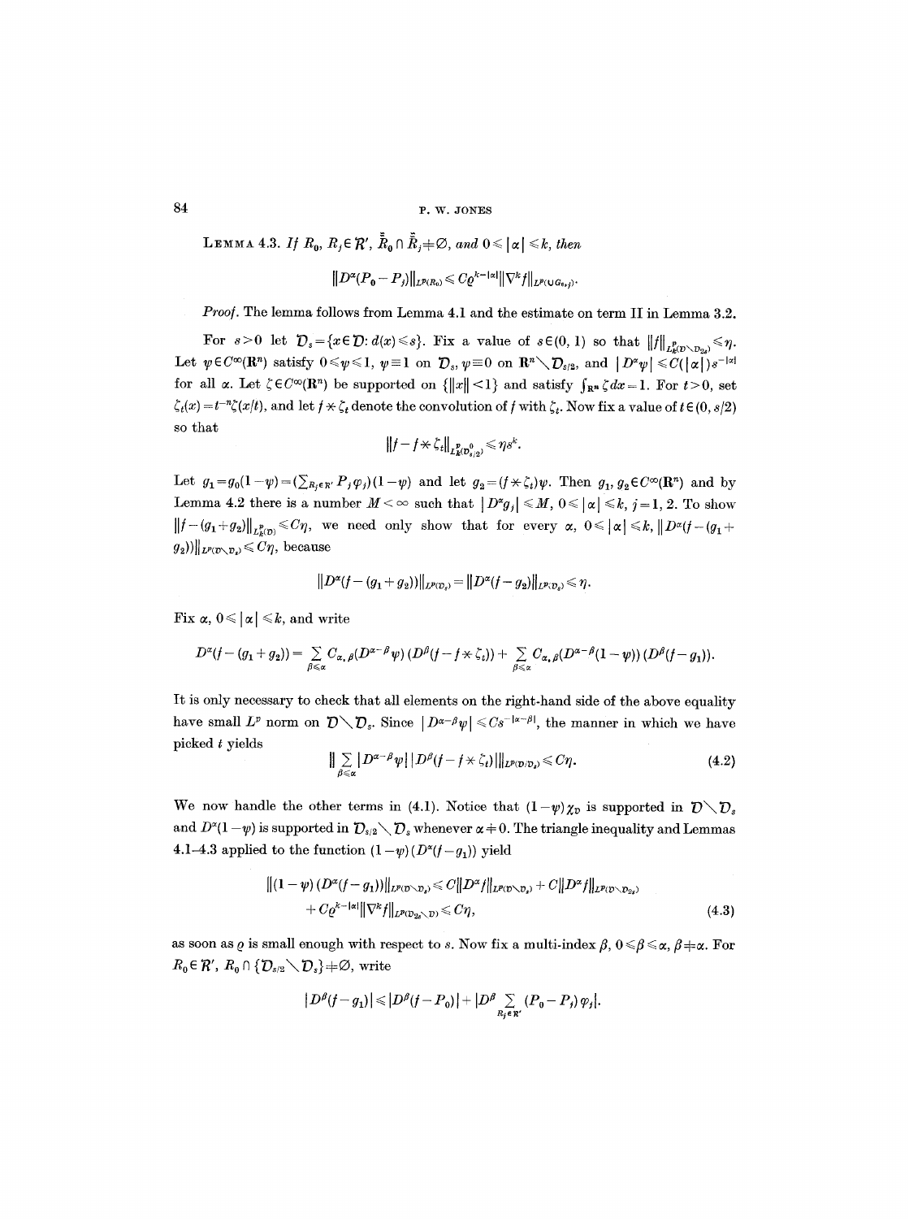**Lemma 4.3.** *If $R_0, R_j \in \mathcal{R}'$, $\tilde{\tilde{R}}_0 \cap \tilde{\tilde{R}}_j \neq \emptyset$, and $0 \leq |\alpha| \leq k$, then*

$$\|D^\alpha(P_0 - P_j)\|_{L^p(R_0)} \leq C\varrho^{k-|\alpha|}\|\nabla^k f\|_{L^p(\cup G_{0,j})}.$$

*Proof.* The lemma follows from Lemma 4.1 and the estimate on term II in Lemma 3.2.

For $s > 0$ let $\mathcal{D}_s = \{x \in \mathcal{D}: d(x) \leq s\}$. Fix a value of $s \in (0, 1)$ so that $\|f\|_{L^p_k(\mathcal{D} \setminus \mathcal{D}_{2s})} \leq \eta$. Let $\psi \in C^\infty(\mathbf{R}^n)$ satisfy $0 \leq \psi \leq 1$, $\psi \equiv 1$ on $\mathcal{D}_s$, $\psi \equiv 0$ on $\mathbf{R}^n \setminus \mathcal{D}_{s/2}$, and $|D^\alpha \psi| \leq C(|\alpha|)s^{-|\alpha|}$ for all $\alpha$. Let $\zeta \in C^\infty(\mathbf{R}^n)$ be supported on $\{\|x\| < 1\}$ and satisfy $\int_{\mathbf{R}^n} \zeta\, dx = 1$. For $t > 0$, set $\zeta_t(x) = t^{-n}\zeta(x/t)$, and let $f * \zeta_t$ denote the convolution of $f$ with $\zeta_t$. Now fix a value of $t \in (0, s/2)$ so that

$$\|f - f * \zeta_t\|_{L^p_k(\mathcal{D}^0_{s/2})} \leq \eta s^k.$$

Let $g_1 = g_0(1-\psi) = (\sum_{R_j \in \mathcal{R}'} P_j \varphi_j)(1-\psi)$ and let $g_2 = (f * \zeta_t)\psi$. Then $g_1, g_2 \in C^\infty(\mathbf{R}^n)$ and by Lemma 4.2 there is a number $M < \infty$ such that $|D^\alpha g_j| \leq M$, $0 \leq |\alpha| \leq k$, $j = 1, 2$. To show $\|f - (g_1 + g_2)\|_{L^p_k(\mathcal{D})} \leq C\eta$, we need only show that for every $\alpha$, $0 \leq |\alpha| \leq k$, $\|D^\alpha(f - (g_1 + g_2))\|_{L^p(\mathcal{D} \setminus \mathcal{D}_s)} \leq C\eta$, because

$$\|D^\alpha(f - (g_1 + g_2))\|_{L^p(\mathcal{D}_s)} = \|D^\alpha(f - g_2)\|_{L^p(\mathcal{D}_s)} \leq \eta.$$

Fix $\alpha$, $0 \leq |\alpha| \leq k$, and write

$$D^\alpha(f - (g_1 + g_2)) = \sum_{\beta \leq \alpha} C_{\alpha,\beta}(D^{\alpha-\beta}\psi)(D^\beta(f - f * \zeta_t)) + \sum_{\beta \leq \alpha} C_{\alpha,\beta}(D^{\alpha-\beta}(1-\psi))(D^\beta(f - g_1)).$$

It is only necessary to check that all elements on the right-hand side of the above equality have small $L^p$ norm on $\mathcal{D} \setminus \mathcal{D}_s$. Since $|D^{\alpha-\beta}\psi| \leq Cs^{-|\alpha-\beta|}$, the manner in which we have picked $t$ yields

$$\Big\|\sum_{\beta \leq \alpha} |D^{\alpha-\beta}\psi|\,|D^\beta(f - f * \zeta_t)|\Big\|_{L^p(\mathcal{D}/\mathcal{D}_s)} \leq C\eta. \tag{4.2}$$

We now handle the other terms in (4.1). Notice that $(1-\psi)\chi_{\mathcal{D}}$ is supported in $\mathcal{D} \setminus \mathcal{D}_s$ and $D^\alpha(1-\psi)$ is supported in $\mathcal{D}_{s/2} \setminus \mathcal{D}_s$ whenever $\alpha \neq 0$. The triangle inequality and Lemmas 4.1–4.3 applied to the function $(1-\psi)(D^\alpha(f - g_1))$ yield

$$\begin{aligned}\|(1-\psi)(D^\alpha(f - g_1))\|_{L^p(\mathcal{D} \setminus \mathcal{D}_s)} &\leq C\|D^\alpha f\|_{L^p(\mathcal{D} \setminus \mathcal{D}_s)} + C\|D^\alpha f\|_{L^p(\mathcal{D} \setminus \mathcal{D}_{2s})} \\ &\quad + C\varrho^{k-|\alpha|}\|\nabla^k f\|_{L^p(\mathcal{D}_{2s} \setminus \mathcal{D})} \leq C\eta,\end{aligned} \tag{4.3}$$

as soon as $\varrho$ is small enough with respect to $s$. Now fix a multi-index $\beta$, $0 \leq \beta \leq \alpha$, $\beta \neq \alpha$. For $R_0 \in \mathcal{R}'$, $R_0 \cap \{\mathcal{D}_{s/2} \setminus \mathcal{D}_s\} \neq \emptyset$, write

$$|D^\beta(f - g_1)| \leq |D^\beta(f - P_0)| + \Big|D^\beta \sum_{R_j \in \mathcal{R}'} (P_0 - P_j)\varphi_j\Big|.$$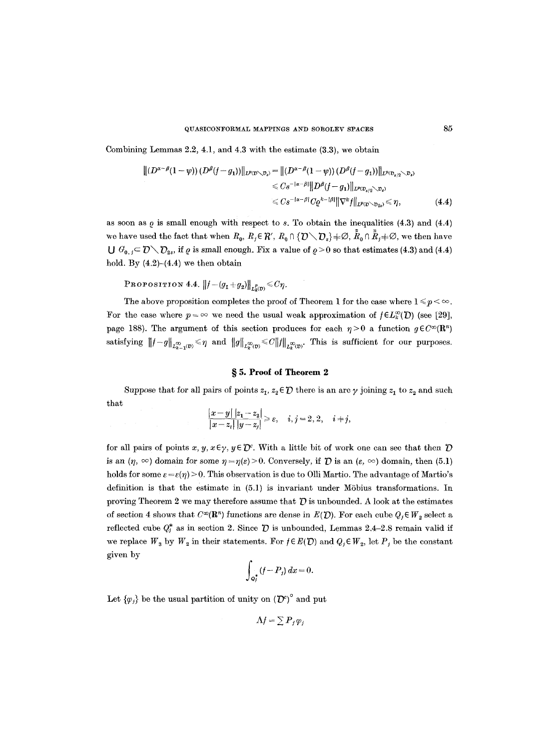Combining Lemmas 2.2, 4.1, and 4.3 with the estimate (3.3), we obtain

$$\begin{aligned}\|(D^{\alpha-\beta}(1-\psi))(D^{\beta}(f-g_1))\|_{L^p(\mathcal{D}\setminus\mathcal{D}_s)} &= \|(D^{\alpha-\beta}(1-\psi))(D^{\beta}(f-g_1))\|_{L^p(\mathcal{D}_{s/2}\setminus\mathcal{D}_s)} \\ &\leqslant Cs^{-|\alpha-\beta|}\|D^{\beta}(f-g_1)\|_{L^p(\mathcal{D}_{s/2}\setminus\mathcal{D}_s)} \\ &\leqslant Cs^{-|\alpha-\beta|}C\varrho^{k-|\beta|}\|\nabla^k f\|_{L^p(\mathcal{D}\setminus\mathcal{D}_{2s})}\leqslant \eta, \end{aligned} \tag{4.4}$$

as soon as $\varrho$ is small enough with respect to $s$. To obtain the inequalities (4.3) and (4.4) we have used the fact that when $R_0$, $R_j \in \mathcal{R}'$, $R_0 \cap \{\mathcal{D}\setminus\mathcal{D}_s\} \neq \emptyset$, $\tilde{\tilde{R}}_0 \cap \tilde{\tilde{R}}_j \neq \emptyset$, we then have $\bigcup G_{0,j} \subset \mathcal{D}\setminus\mathcal{D}_{2s}$, if $\varrho$ is small enough. Fix a value of $\varrho>0$ so that estimates (4.3) and (4.4) hold. By (4.2)–(4.4) we then obtain

PROPOSITION 4.4. $\|f-(g_1+g_2)\|_{L^p_k(\mathcal{D})} \leqslant C\eta$.

The above proposition completes the proof of Theorem 1 for the case where $1 \leqslant p < \infty$. For the case where $p=\infty$ we need the usual weak approximation of $f \in L^\infty_k(\mathcal{D})$ (see [29], page 188). The argument of this section produces for each $\eta>0$ a function $g \in C^\infty(\mathbf{R}^n)$ satisfying $\|f-g\|_{L^\infty_{k-1}(\mathcal{D})} \leqslant \eta$ and $\|g\|_{L^\infty_k(\mathcal{D})} \leqslant C\|f\|_{L^\infty_k(\mathcal{D})}$. This is sufficient for our purposes.

## § 5. Proof of Theorem 2

Suppose that for all pairs of points $z_1, z_2 \in \mathcal{D}$ there is an arc $\gamma$ joining $z_1$ to $z_2$ and such that

$$\frac{|x-y|\,|z_1-z_2|}{|x-z_i|\,|y-z_j|} \geqslant \varepsilon, \quad i,j=2,2, \quad i \neq j,$$

for all pairs of points $x, y$, $x \in \gamma$, $y \in \mathcal{D}^c$. With a little bit of work one can see that then $\mathcal{D}$ is an $(\eta, \infty)$ domain for some $\eta=\eta(\varepsilon)>0$. Conversely, if $\mathcal{D}$ is an $(\varepsilon, \infty)$ domain, then (5.1) holds for some $\varepsilon=\varepsilon(\eta)>0$. This observation is due to Olli Martio. The advantage of Martio's definition is that the estimate in (5.1) is invariant under Möbius transformations. In proving Theorem 2 we may therefore assume that $\mathcal{D}$ is unbounded. A look at the estimates of section 4 shows that $C^\infty(\mathbf{R}^n)$ functions are dense in $E(\mathcal{D})$. For each cube $Q_j \in W_2$ select a reflected cube $Q_j^*$ as in section 2. Since $\mathcal{D}$ is unbounded, Lemmas 2.4–2.8 remain valid if we replace $W_3$ by $W_2$ in their statements. For $f \in E(\mathcal{D})$ and $Q_j \in W_2$, let $P_j$ be the constant given by

$$\int_{Q_j^*} (f-P_j)\,dx = 0.$$

Let $\{\varphi_j\}$ be the usual partition of unity on $(\mathcal{D}^c)^\circ$ and put

$$\Lambda f = \sum P_j \varphi_j$$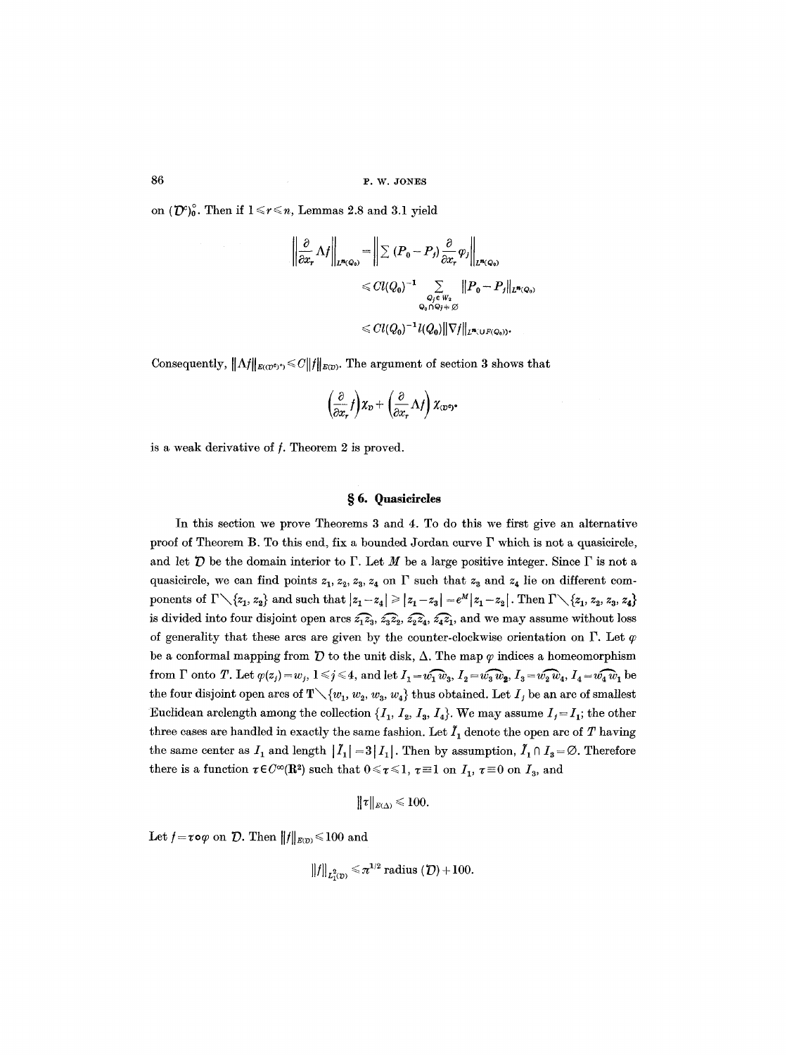on $(\mathcal{D}^c)_0^\circ$. Then if $1 \leqslant r \leqslant n$, Lemmas 2.8 and 3.1 yield

$$\left\| \frac{\partial}{\partial x_r} \Lambda f \right\|_{L^n(Q_0)} = \left\| \sum (P_0 - P_j) \frac{\partial}{\partial x_r} \varphi_j \right\|_{L^n(Q_0)}$$

$$\leqslant C l(Q_0)^{-1} \sum_{\substack{Q_j \in W_2 \\ Q_0 \cap Q_j \neq \emptyset}} \| P_0 - P_j \|_{L^n(Q_0)}$$

$$\leqslant C l(Q_0)^{-1} l(Q_0) \| \nabla f \|_{L^n(\cup F(Q_0))}.$$

Consequently, $\|\Lambda f\|_{E((\mathcal{D}^c)^\circ)} \leqslant C \|f\|_{E(\mathcal{D})}$. The argument of section 3 shows that

$$\left( \frac{\partial}{\partial x_r} f \right) \chi_{\mathcal{D}} + \left( \frac{\partial}{\partial x_r} \Lambda f \right) \chi_{(\mathcal{D}^c)^\circ}$$

is a weak derivative of $f$. Theorem 2 is proved.

## § 6. Quasicircles

In this section we prove Theorems 3 and 4. To do this we first give an alternative proof of Theorem B. To this end, fix a bounded Jordan curve $\Gamma$ which is not a quasicircle, and let $\mathcal{D}$ be the domain interior to $\Gamma$. Let $M$ be a large positive integer. Since $\Gamma$ is not a quasicircle, we can find points $z_1, z_2, z_3, z_4$ on $\Gamma$ such that $z_3$ and $z_4$ lie on different components of $\Gamma \setminus \{z_1, z_2\}$ and such that $|z_1 - z_4| \geqslant |z_1 - z_3| = e^M |z_1 - z_2|$. Then $\Gamma \setminus \{z_1, z_2, z_3, z_4\}$ is divided into four disjoint open arcs $\widehat{z_1 z_3}, \widehat{z_3 z_2}, \widehat{z_2 z_4}, \widehat{z_4 z_1}$, and we may assume without loss of generality that these arcs are given by the counter-clockwise orientation on $\Gamma$. Let $\varphi$ be a conformal mapping from $\mathcal{D}$ to the unit disk, $\Delta$. The map $\varphi$ indices a homeomorphism from $\Gamma$ onto $T$. Let $\varphi(z_j) = w_j$, $1 \leqslant j \leqslant 4$, and let $I_1 = \widehat{w_1 w_3}$, $I_2 = \widehat{w_3 w_2}$, $I_3 = \widehat{w_2 w_4}$, $I_4 = \widehat{w_4 w_1}$ be the four disjoint open arcs of $\mathbf{T} \setminus \{w_1, w_2, w_3, w_4\}$ thus obtained. Let $I_j$ be an arc of smallest Euclidean arclength among the collection $\{I_1, I_2, I_3, I_4\}$. We may assume $I_j = I_1$; the other three cases are handled in exactly the same fashion. Let $\tilde{I}_1$ denote the open arc of $T$ having the same center as $I_1$ and length $|\tilde{I}_1| = 3|I_1|$. Then by assumption, $\tilde{I}_1 \cap I_3 = \emptyset$. Therefore there is a function $\tau \in C^\infty(\mathbf{R}^2)$ such that $0 \leqslant \tau \leqslant 1$, $\tau \equiv 1$ on $I_1$, $\tau \equiv 0$ on $I_3$, and

$$\|\tau\|_{E(\Delta)} \leqslant 100.$$

Let $f = \tau \circ \varphi$ on $\mathcal{D}$. Then $\|f\|_{E(\mathcal{D})} \leqslant 100$ and

$$\|f\|_{L_1^2(\mathcal{D})} \leqslant \pi^{1/2} \text{ radius } (\mathcal{D}) + 100.$$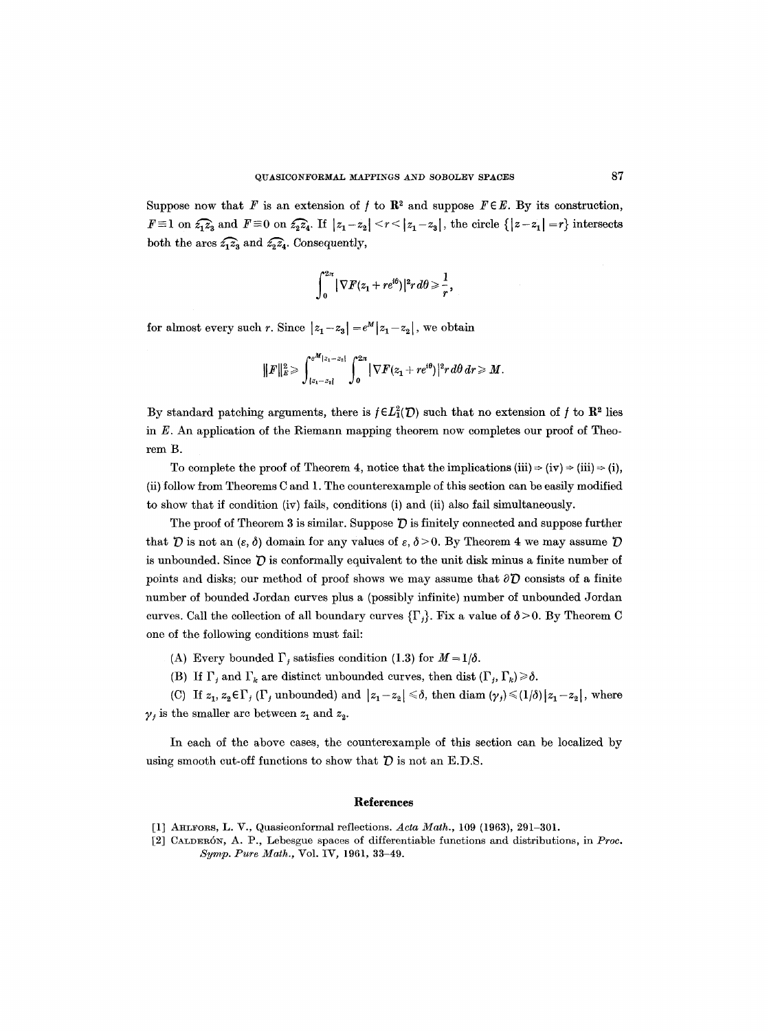Suppose now that $F$ is an extension of $f$ to $\mathbf{R}^2$ and suppose $F \in E$. By its construction, $F \equiv 1$ on $\widehat{z_1 z_3}$ and $F \equiv 0$ on $\widehat{z_2 z_4}$. If $|z_1 - z_2| < r < |z_1 - z_3|$, the circle $\{|z - z_1| = r\}$ intersects both the arcs $\widehat{z_1 z_3}$ and $\widehat{z_2 z_4}$. Consequently,

$$\int_0^{2\pi} |\nabla F(z_1 + re^{i\theta})|^2 r \, d\theta \geqslant \frac{1}{r},$$

for almost every such $r$. Since $|z_1 - z_3| = e^M |z_1 - z_2|$, we obtain

$$\|F\|_E^2 \geqslant \int_{|z_1 - z_2|}^{e^M |z_1 - z_2|} \int_0^{2\pi} |\nabla F(z_1 + re^{i\theta})|^2 r \, d\theta \, dr \geqslant M.$$

By standard patching arguments, there is $f \in L_1^2(\mathcal{D})$ such that no extension of $f$ to $\mathbf{R}^2$ lies in $E$. An application of the Riemann mapping theorem now completes our proof of Theorem B.

To complete the proof of Theorem 4, notice that the implications (iii) $\Rightarrow$ (iv) $\Rightarrow$ (iii) $\Rightarrow$ (i), (ii) follow from Theorems C and 1. The counterexample of this section can be easily modified to show that if condition (iv) fails, conditions (i) and (ii) also fail simultaneously.

The proof of Theorem 3 is similar. Suppose $\mathcal{D}$ is finitely connected and suppose further that $\mathcal{D}$ is not an $(\varepsilon, \delta)$ domain for any values of $\varepsilon, \delta > 0$. By Theorem 4 we may assume $\mathcal{D}$ is unbounded. Since $\mathcal{D}$ is conformally equivalent to the unit disk minus a finite number of points and disks; our method of proof shows we may assume that $\partial\mathcal{D}$ consists of a finite number of bounded Jordan curves plus a (possibly infinite) number of unbounded Jordan curves. Call the collection of all boundary curves $\{\Gamma_j\}$. Fix a value of $\delta > 0$. By Theorem C one of the following conditions must fail:

(A) Every bounded $\Gamma_j$ satisfies condition (1.3) for $M = 1/\delta$.

(B) If $\Gamma_j$ and $\Gamma_k$ are distinct unbounded curves, then $\operatorname{dist}(\Gamma_j, \Gamma_k) \geqslant \delta$.

(C) If $z_1, z_2 \in \Gamma_j$ ($\Gamma_j$ unbounded) and $|z_1 - z_2| \leqslant \delta$, then $\operatorname{diam}(\gamma_j) \leqslant (1/\delta)|z_1 - z_2|$, where $\gamma_j$ is the smaller arc between $z_1$ and $z_2$.

In each of the above cases, the counterexample of this section can be localized by using smooth cut-off functions to show that $\mathcal{D}$ is not an E.D.S.

## References

[1] Ahlfors, L. V., Quasiconformal reflections. *Acta Math.*, 109 (1963), 291–301.

[2] Calderón, A. P., Lebesgue spaces of differentiable functions and distributions, in *Proc. Symp. Pure Math.*, Vol. IV, 1961, 33–49.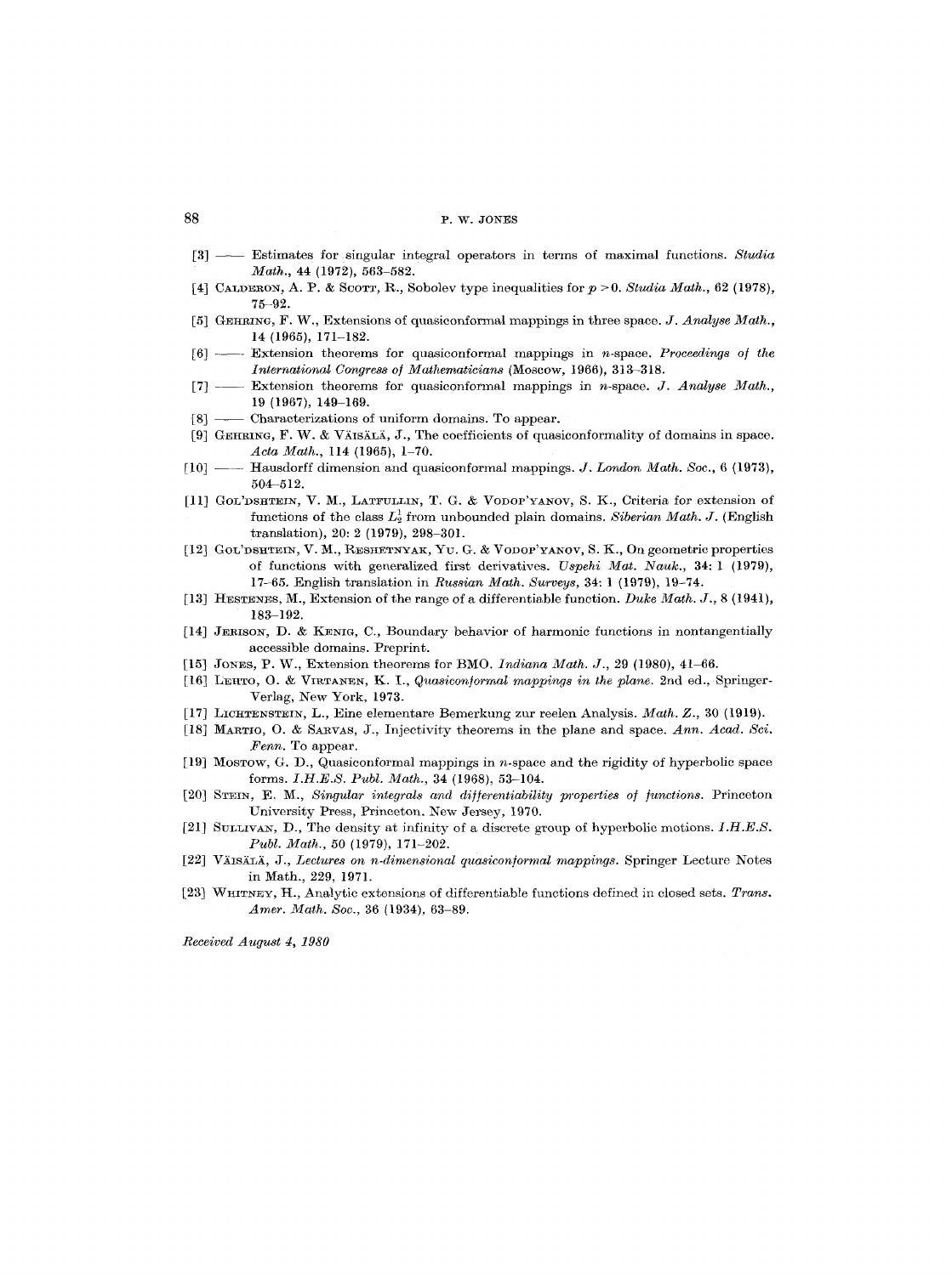[3] —— Estimates for singular integral operators in terms of maximal functions. *Studia Math.*, 44 (1972), 563–582.

[4] CALDERON, A. P. & SCOTT, R., Sobolev type inequalities for $p>0$. *Studia Math.*, 62 (1978), 75–92.

[5] GEHRING, F. W., Extensions of quasiconformal mappings in three space. *J. Analyse Math.*, 14 (1965), 171–182.

[6] —— Extension theorems for quasiconformal mappings in $n$-space. *Proceedings of the International Congress of Mathematicians* (Moscow, 1966), 313–318.

[7] —— Extension theorems for quasiconformal mappings in $n$-space. *J. Analyse Math.*, 19 (1967), 149–169.

[8] —— Characterizations of uniform domains. To appear.

[9] GEHRING, F. W. & VÄISÄLÄ, J., The coefficients of quasiconformality of domains in space. *Acta Math.*, 114 (1965), 1–70.

[10] —— Hausdorff dimension and quasiconformal mappings. *J. London Math. Soc.*, 6 (1973), 504–512.

[11] GOL'DSHTEIN, V. M., LATFULLIN, T. G. & VODOP'YANOV, S. K., Criteria for extension of functions of the class $L_2^1$ from unbounded plain domains. *Siberian Math. J.* (English translation), 20: 2 (1979), 298–301.

[12] GOL'DSHTEIN, V. M., RESHETNYAK, YU. G. & VODOP'YANOV, S. K., On geometric properties of functions with generalized first derivatives. *Uspehi Mat. Nauk.*, 34: 1 (1979), 17–65. English translation in *Russian Math. Surveys*, 34: 1 (1979), 19–74.

[13] HESTENES, M., Extension of the range of a differentiable function. *Duke Math. J.*, 8 (1941), 183–192.

[14] JERISON, D. & KENIG, C., Boundary behavior of harmonic functions in nontangentially accessible domains. Preprint.

[15] JONES, P. W., Extension theorems for BMO. *Indiana Math. J.*, 29 (1980), 41–66.

[16] LEHTO, O. & VIRTANEN, K. I., *Quasiconformal mappings in the plane.* 2nd ed., Springer-Verlag, New York, 1973.

[17] LICHTENSTEIN, L., Eine elementare Bemerkung zur reelen Analysis. *Math. Z.*, 30 (1919).

[18] MARTIO, O. & SARVAS, J., Injectivity theorems in the plane and space. *Ann. Acad. Sci. Fenn.* To appear.

[19] MOSTOW, G. D., Quasiconformal mappings in $n$-space and the rigidity of hyperbolic space forms. *I.H.E.S. Publ. Math.*, 34 (1968), 53–104.

[20] STEIN, E. M., *Singular integrals and differentiability properties of functions.* Princeton University Press, Princeton, New Jersey, 1970.

[21] SULLIVAN, D., The density at infinity of a discrete group of hyperbolic motions. *I.H.E.S. Publ. Math.*, 50 (1979), 171–202.

[22] VÄISÄLÄ, J., *Lectures on n-dimensional quasiconformal mappings.* Springer Lecture Notes in Math., 229, 1971.

[23] WHITNEY, H., Analytic extensions of differentiable functions defined in closed sets. *Trans. Amer. Math. Soc.*, 36 (1934), 63–89.

*Received August 4, 1980*